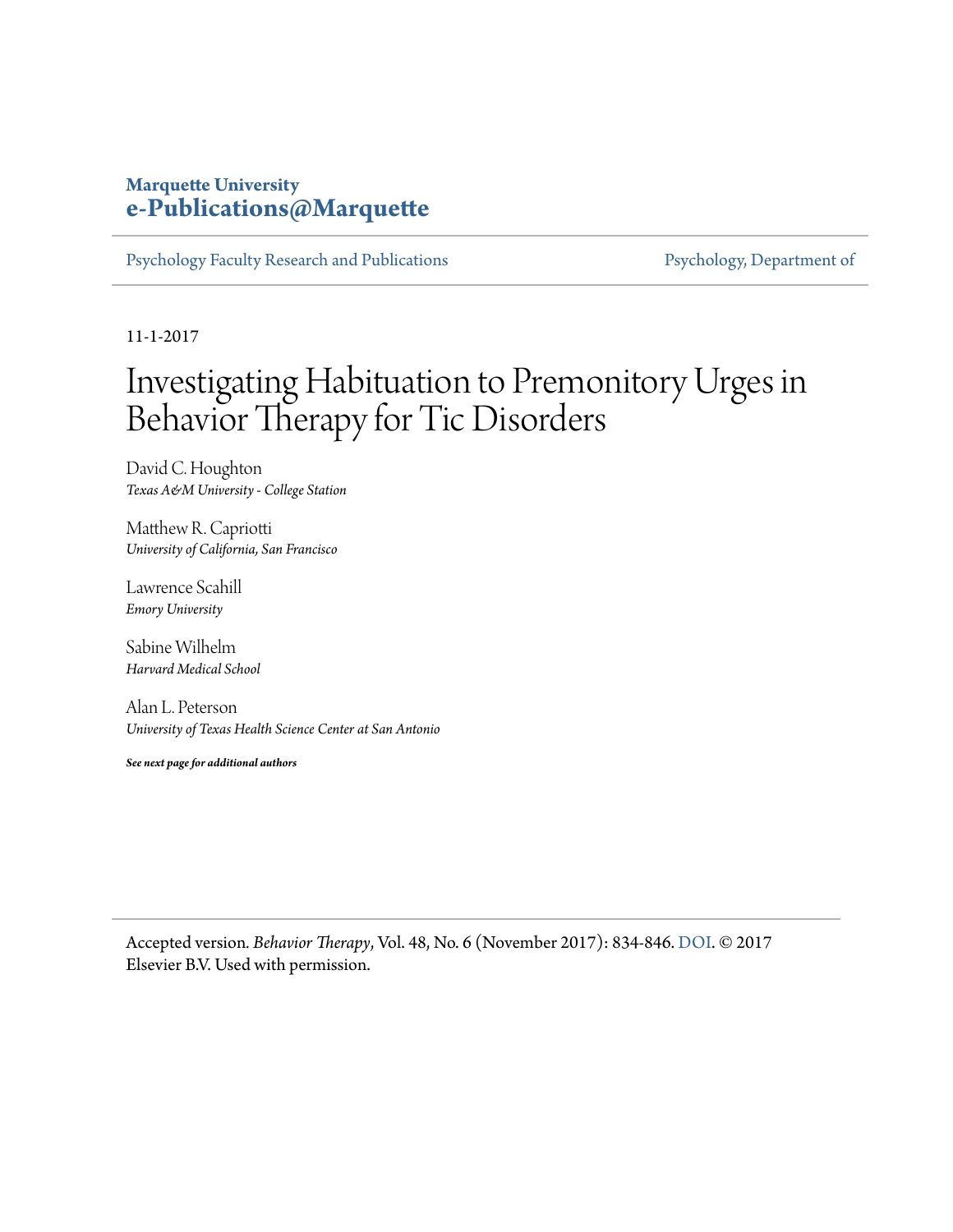**Marquette University**
**e-Publications@Marquette**

Psychology Faculty Research and Publications | Psychology, Department of

11-1-2017

# Investigating Habituation to Premonitory Urges in Behavior Therapy for Tic Disorders

David C. Houghton
*Texas A&M University - College Station*

Matthew R. Capriotti
*University of California, San Francisco*

Lawrence Scahill
*Emory University*

Sabine Wilhelm
*Harvard Medical School*

Alan L. Peterson
*University of Texas Health Science Center at San Antonio*

***See next page for additional authors***

Accepted version. *Behavior Therapy*, Vol. 48, No. 6 (November 2017): 834-846. DOI. © 2017 Elsevier B.V. Used with permission.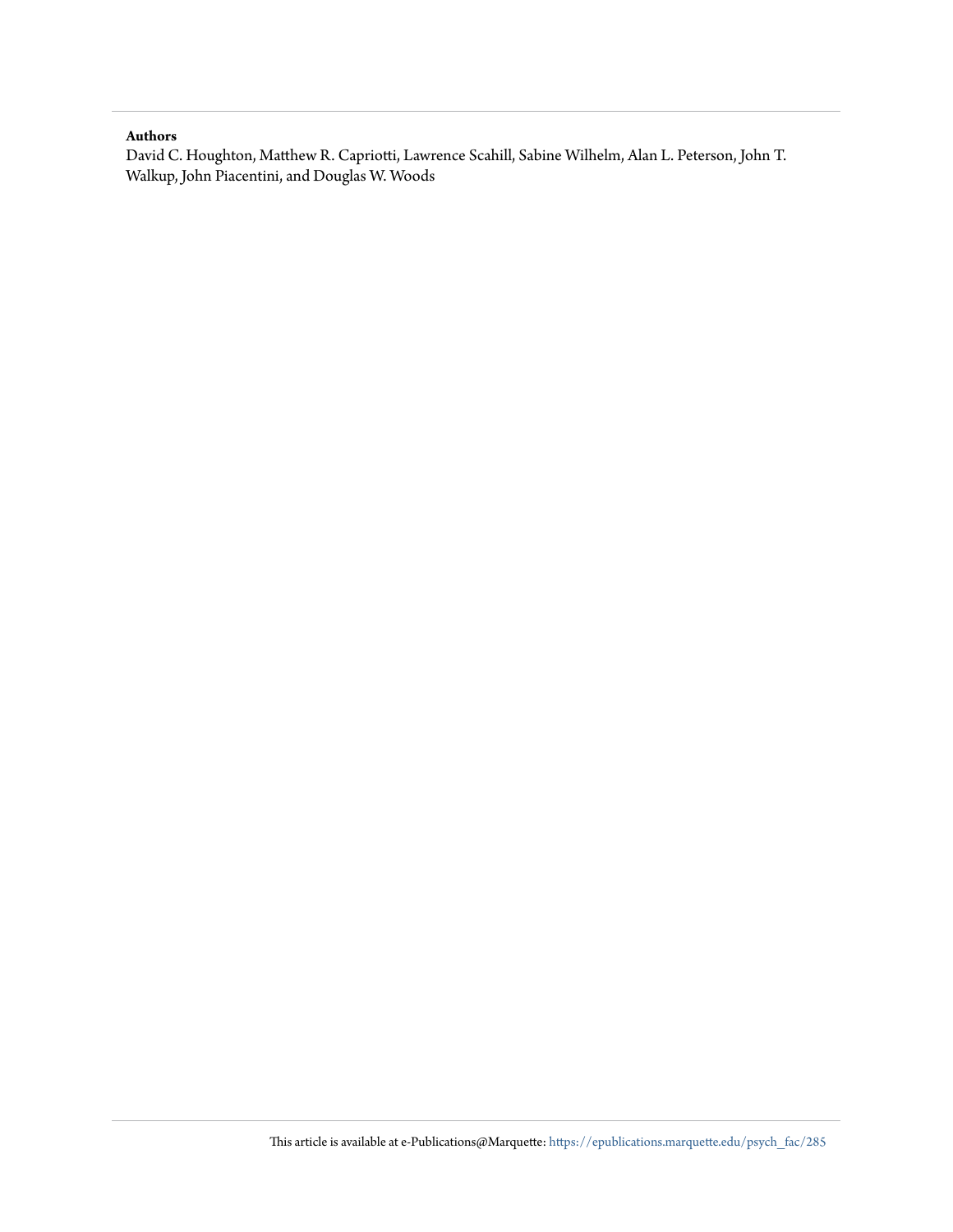**Authors**

David C. Houghton, Matthew R. Capriotti, Lawrence Scahill, Sabine Wilhelm, Alan L. Peterson, John T. Walkup, John Piacentini, and Douglas W. Woods

This article is available at e-Publications@Marquette: https://epublications.marquette.edu/psych_fac/285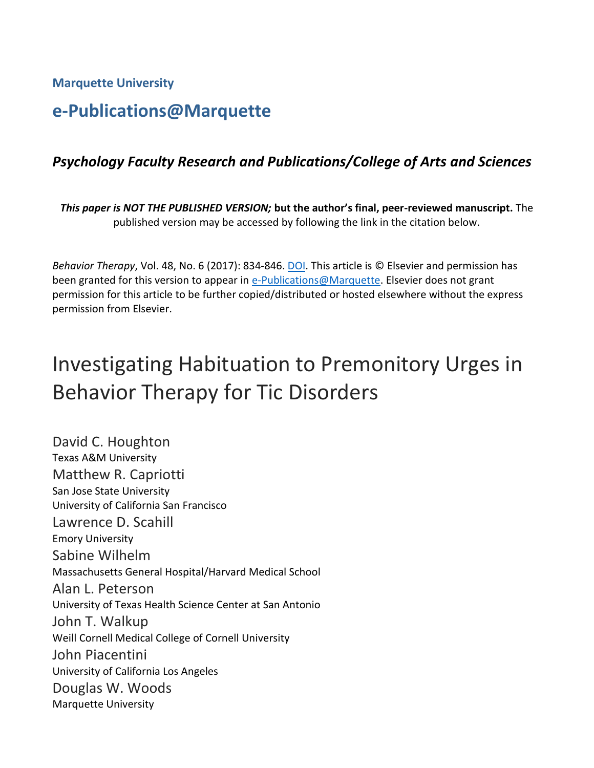Marquette University

# e-Publications@Marquette

***Psychology Faculty Research and Publications/College of Arts and Sciences***

***This paper is NOT THE PUBLISHED VERSION;* but the author's final, peer-reviewed manuscript.** The published version may be accessed by following the link in the citation below.

*Behavior Therapy*, Vol. 48, No. 6 (2017): 834-846. DOI. This article is © Elsevier and permission has been granted for this version to appear in e-Publications@Marquette. Elsevier does not grant permission for this article to be further copied/distributed or hosted elsewhere without the express permission from Elsevier.

# Investigating Habituation to Premonitory Urges in Behavior Therapy for Tic Disorders

David C. Houghton
Texas A&M University

Matthew R. Capriotti
San Jose State University
University of California San Francisco

Lawrence D. Scahill
Emory University

Sabine Wilhelm
Massachusetts General Hospital/Harvard Medical School

Alan L. Peterson
University of Texas Health Science Center at San Antonio

John T. Walkup
Weill Cornell Medical College of Cornell University

John Piacentini
University of California Los Angeles

Douglas W. Woods
Marquette University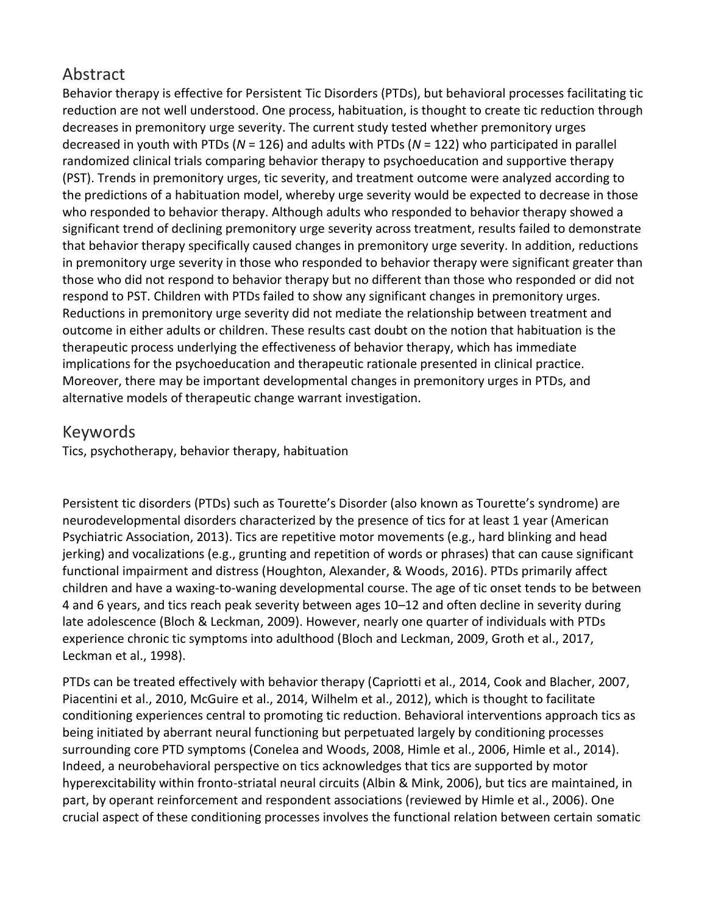## Abstract

Behavior therapy is effective for Persistent Tic Disorders (PTDs), but behavioral processes facilitating tic reduction are not well understood. One process, habituation, is thought to create tic reduction through decreases in premonitory urge severity. The current study tested whether premonitory urges decreased in youth with PTDs (*N* = 126) and adults with PTDs (*N* = 122) who participated in parallel randomized clinical trials comparing behavior therapy to psychoeducation and supportive therapy (PST). Trends in premonitory urges, tic severity, and treatment outcome were analyzed according to the predictions of a habituation model, whereby urge severity would be expected to decrease in those who responded to behavior therapy. Although adults who responded to behavior therapy showed a significant trend of declining premonitory urge severity across treatment, results failed to demonstrate that behavior therapy specifically caused changes in premonitory urge severity. In addition, reductions in premonitory urge severity in those who responded to behavior therapy were significant greater than those who did not respond to behavior therapy but no different than those who responded or did not respond to PST. Children with PTDs failed to show any significant changes in premonitory urges. Reductions in premonitory urge severity did not mediate the relationship between treatment and outcome in either adults or children. These results cast doubt on the notion that habituation is the therapeutic process underlying the effectiveness of behavior therapy, which has immediate implications for the psychoeducation and therapeutic rationale presented in clinical practice. Moreover, there may be important developmental changes in premonitory urges in PTDs, and alternative models of therapeutic change warrant investigation.

## Keywords

Tics, psychotherapy, behavior therapy, habituation

Persistent tic disorders (PTDs) such as Tourette's Disorder (also known as Tourette's syndrome) are neurodevelopmental disorders characterized by the presence of tics for at least 1 year (American Psychiatric Association, 2013). Tics are repetitive motor movements (e.g., hard blinking and head jerking) and vocalizations (e.g., grunting and repetition of words or phrases) that can cause significant functional impairment and distress (Houghton, Alexander, & Woods, 2016). PTDs primarily affect children and have a waxing-to-waning developmental course. The age of tic onset tends to be between 4 and 6 years, and tics reach peak severity between ages 10–12 and often decline in severity during late adolescence (Bloch & Leckman, 2009). However, nearly one quarter of individuals with PTDs experience chronic tic symptoms into adulthood (Bloch and Leckman, 2009, Groth et al., 2017, Leckman et al., 1998).

PTDs can be treated effectively with behavior therapy (Capriotti et al., 2014, Cook and Blacher, 2007, Piacentini et al., 2010, McGuire et al., 2014, Wilhelm et al., 2012), which is thought to facilitate conditioning experiences central to promoting tic reduction. Behavioral interventions approach tics as being initiated by aberrant neural functioning but perpetuated largely by conditioning processes surrounding core PTD symptoms (Conelea and Woods, 2008, Himle et al., 2006, Himle et al., 2014). Indeed, a neurobehavioral perspective on tics acknowledges that tics are supported by motor hyperexcitability within fronto-striatal neural circuits (Albin & Mink, 2006), but tics are maintained, in part, by operant reinforcement and respondent associations (reviewed by Himle et al., 2006). One crucial aspect of these conditioning processes involves the functional relation between certain somatic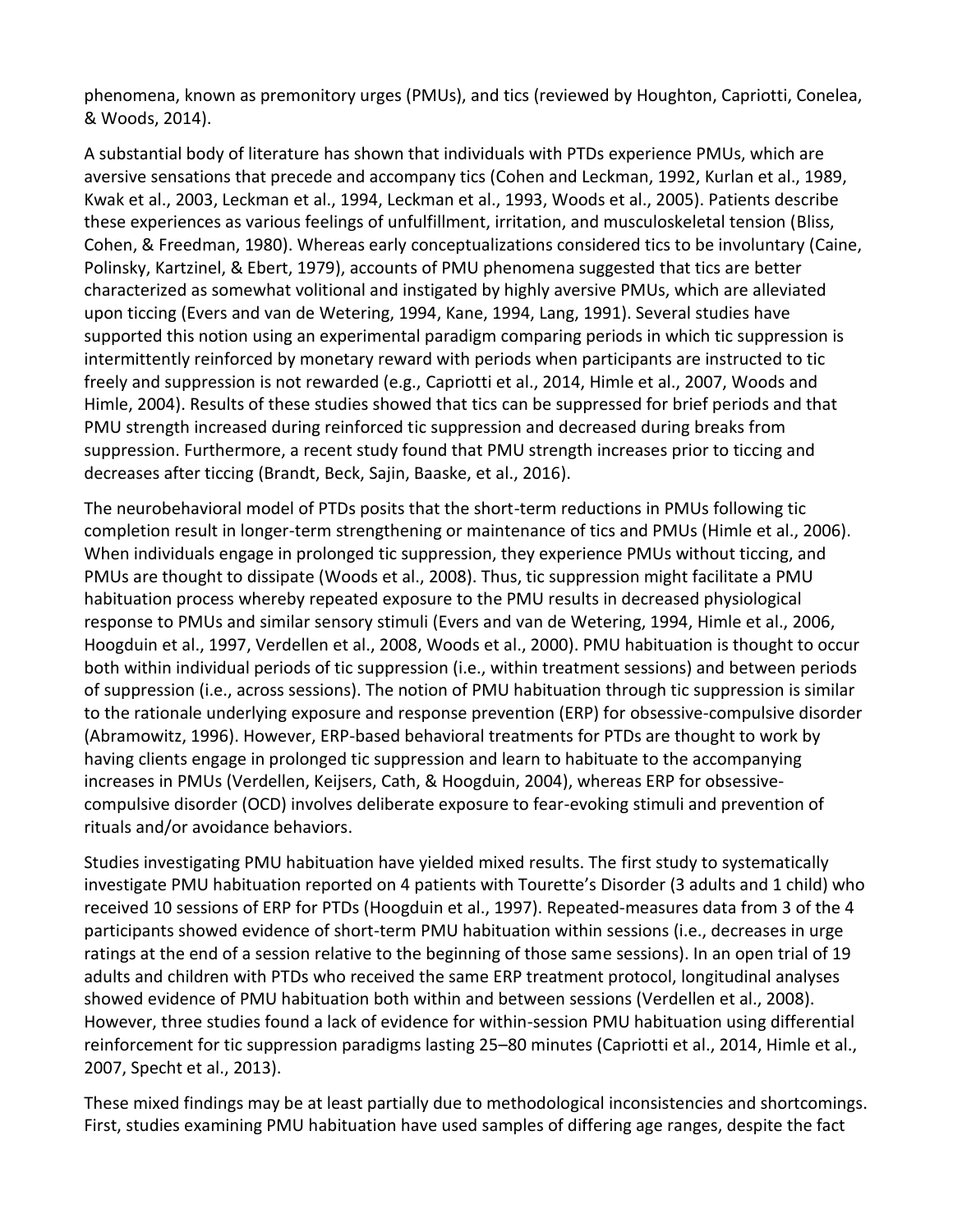phenomena, known as premonitory urges (PMUs), and tics (reviewed by Houghton, Capriotti, Conelea, & Woods, 2014).

A substantial body of literature has shown that individuals with PTDs experience PMUs, which are aversive sensations that precede and accompany tics (Cohen and Leckman, 1992, Kurlan et al., 1989, Kwak et al., 2003, Leckman et al., 1994, Leckman et al., 1993, Woods et al., 2005). Patients describe these experiences as various feelings of unfulfillment, irritation, and musculoskeletal tension (Bliss, Cohen, & Freedman, 1980). Whereas early conceptualizations considered tics to be involuntary (Caine, Polinsky, Kartzinel, & Ebert, 1979), accounts of PMU phenomena suggested that tics are better characterized as somewhat volitional and instigated by highly aversive PMUs, which are alleviated upon ticcing (Evers and van de Wetering, 1994, Kane, 1994, Lang, 1991). Several studies have supported this notion using an experimental paradigm comparing periods in which tic suppression is intermittently reinforced by monetary reward with periods when participants are instructed to tic freely and suppression is not rewarded (e.g., Capriotti et al., 2014, Himle et al., 2007, Woods and Himle, 2004). Results of these studies showed that tics can be suppressed for brief periods and that PMU strength increased during reinforced tic suppression and decreased during breaks from suppression. Furthermore, a recent study found that PMU strength increases prior to ticcing and decreases after ticcing (Brandt, Beck, Sajin, Baaske, et al., 2016).

The neurobehavioral model of PTDs posits that the short-term reductions in PMUs following tic completion result in longer-term strengthening or maintenance of tics and PMUs (Himle et al., 2006). When individuals engage in prolonged tic suppression, they experience PMUs without ticcing, and PMUs are thought to dissipate (Woods et al., 2008). Thus, tic suppression might facilitate a PMU habituation process whereby repeated exposure to the PMU results in decreased physiological response to PMUs and similar sensory stimuli (Evers and van de Wetering, 1994, Himle et al., 2006, Hoogduin et al., 1997, Verdellen et al., 2008, Woods et al., 2000). PMU habituation is thought to occur both within individual periods of tic suppression (i.e., within treatment sessions) and between periods of suppression (i.e., across sessions). The notion of PMU habituation through tic suppression is similar to the rationale underlying exposure and response prevention (ERP) for obsessive-compulsive disorder (Abramowitz, 1996). However, ERP-based behavioral treatments for PTDs are thought to work by having clients engage in prolonged tic suppression and learn to habituate to the accompanying increases in PMUs (Verdellen, Keijsers, Cath, & Hoogduin, 2004), whereas ERP for obsessive-compulsive disorder (OCD) involves deliberate exposure to fear-evoking stimuli and prevention of rituals and/or avoidance behaviors.

Studies investigating PMU habituation have yielded mixed results. The first study to systematically investigate PMU habituation reported on 4 patients with Tourette's Disorder (3 adults and 1 child) who received 10 sessions of ERP for PTDs (Hoogduin et al., 1997). Repeated-measures data from 3 of the 4 participants showed evidence of short-term PMU habituation within sessions (i.e., decreases in urge ratings at the end of a session relative to the beginning of those same sessions). In an open trial of 19 adults and children with PTDs who received the same ERP treatment protocol, longitudinal analyses showed evidence of PMU habituation both within and between sessions (Verdellen et al., 2008). However, three studies found a lack of evidence for within-session PMU habituation using differential reinforcement for tic suppression paradigms lasting 25–80 minutes (Capriotti et al., 2014, Himle et al., 2007, Specht et al., 2013).

These mixed findings may be at least partially due to methodological inconsistencies and shortcomings. First, studies examining PMU habituation have used samples of differing age ranges, despite the fact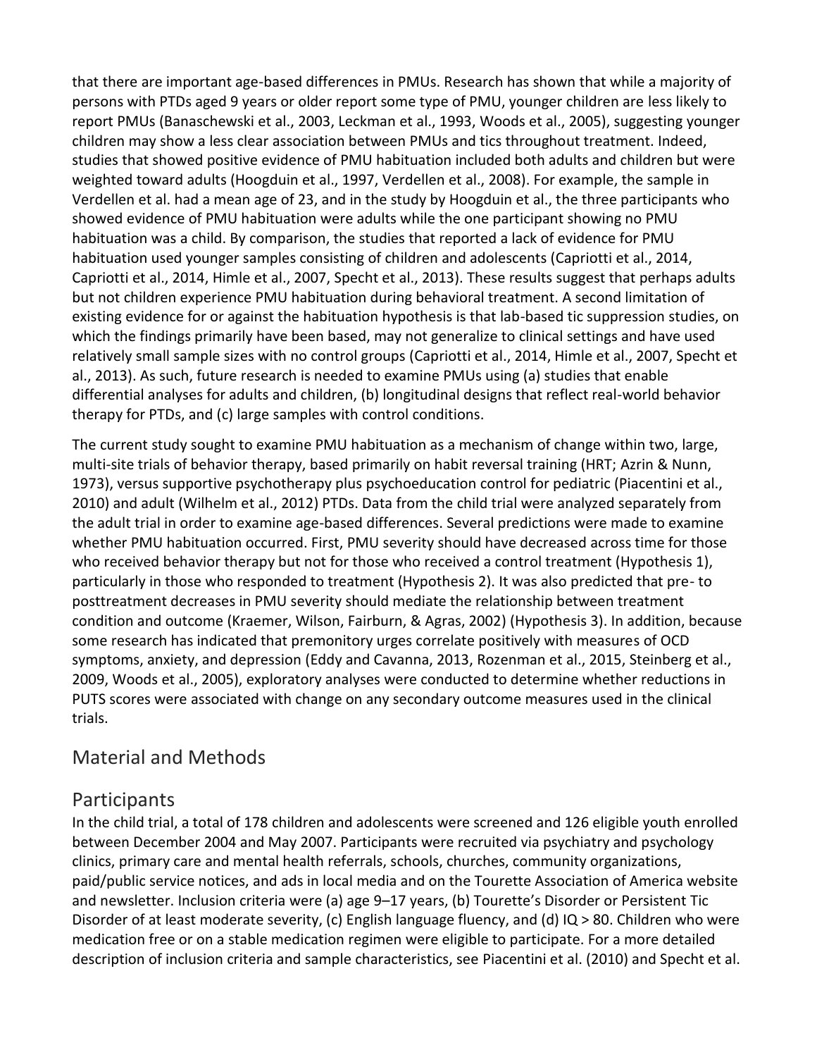that there are important age-based differences in PMUs. Research has shown that while a majority of persons with PTDs aged 9 years or older report some type of PMU, younger children are less likely to report PMUs (Banaschewski et al., 2003, Leckman et al., 1993, Woods et al., 2005), suggesting younger children may show a less clear association between PMUs and tics throughout treatment. Indeed, studies that showed positive evidence of PMU habituation included both adults and children but were weighted toward adults (Hoogduin et al., 1997, Verdellen et al., 2008). For example, the sample in Verdellen et al. had a mean age of 23, and in the study by Hoogduin et al., the three participants who showed evidence of PMU habituation were adults while the one participant showing no PMU habituation was a child. By comparison, the studies that reported a lack of evidence for PMU habituation used younger samples consisting of children and adolescents (Capriotti et al., 2014, Capriotti et al., 2014, Himle et al., 2007, Specht et al., 2013). These results suggest that perhaps adults but not children experience PMU habituation during behavioral treatment. A second limitation of existing evidence for or against the habituation hypothesis is that lab-based tic suppression studies, on which the findings primarily have been based, may not generalize to clinical settings and have used relatively small sample sizes with no control groups (Capriotti et al., 2014, Himle et al., 2007, Specht et al., 2013). As such, future research is needed to examine PMUs using (a) studies that enable differential analyses for adults and children, (b) longitudinal designs that reflect real-world behavior therapy for PTDs, and (c) large samples with control conditions.

The current study sought to examine PMU habituation as a mechanism of change within two, large, multi-site trials of behavior therapy, based primarily on habit reversal training (HRT; Azrin & Nunn, 1973), versus supportive psychotherapy plus psychoeducation control for pediatric (Piacentini et al., 2010) and adult (Wilhelm et al., 2012) PTDs. Data from the child trial were analyzed separately from the adult trial in order to examine age-based differences. Several predictions were made to examine whether PMU habituation occurred. First, PMU severity should have decreased across time for those who received behavior therapy but not for those who received a control treatment (Hypothesis 1), particularly in those who responded to treatment (Hypothesis 2). It was also predicted that pre- to posttreatment decreases in PMU severity should mediate the relationship between treatment condition and outcome (Kraemer, Wilson, Fairburn, & Agras, 2002) (Hypothesis 3). In addition, because some research has indicated that premonitory urges correlate positively with measures of OCD symptoms, anxiety, and depression (Eddy and Cavanna, 2013, Rozenman et al., 2015, Steinberg et al., 2009, Woods et al., 2005), exploratory analyses were conducted to determine whether reductions in PUTS scores were associated with change on any secondary outcome measures used in the clinical trials.

## Material and Methods

## Participants

In the child trial, a total of 178 children and adolescents were screened and 126 eligible youth enrolled between December 2004 and May 2007. Participants were recruited via psychiatry and psychology clinics, primary care and mental health referrals, schools, churches, community organizations, paid/public service notices, and ads in local media and on the Tourette Association of America website and newsletter. Inclusion criteria were (a) age 9–17 years, (b) Tourette's Disorder or Persistent Tic Disorder of at least moderate severity, (c) English language fluency, and (d) IQ > 80. Children who were medication free or on a stable medication regimen were eligible to participate. For a more detailed description of inclusion criteria and sample characteristics, see Piacentini et al. (2010) and Specht et al.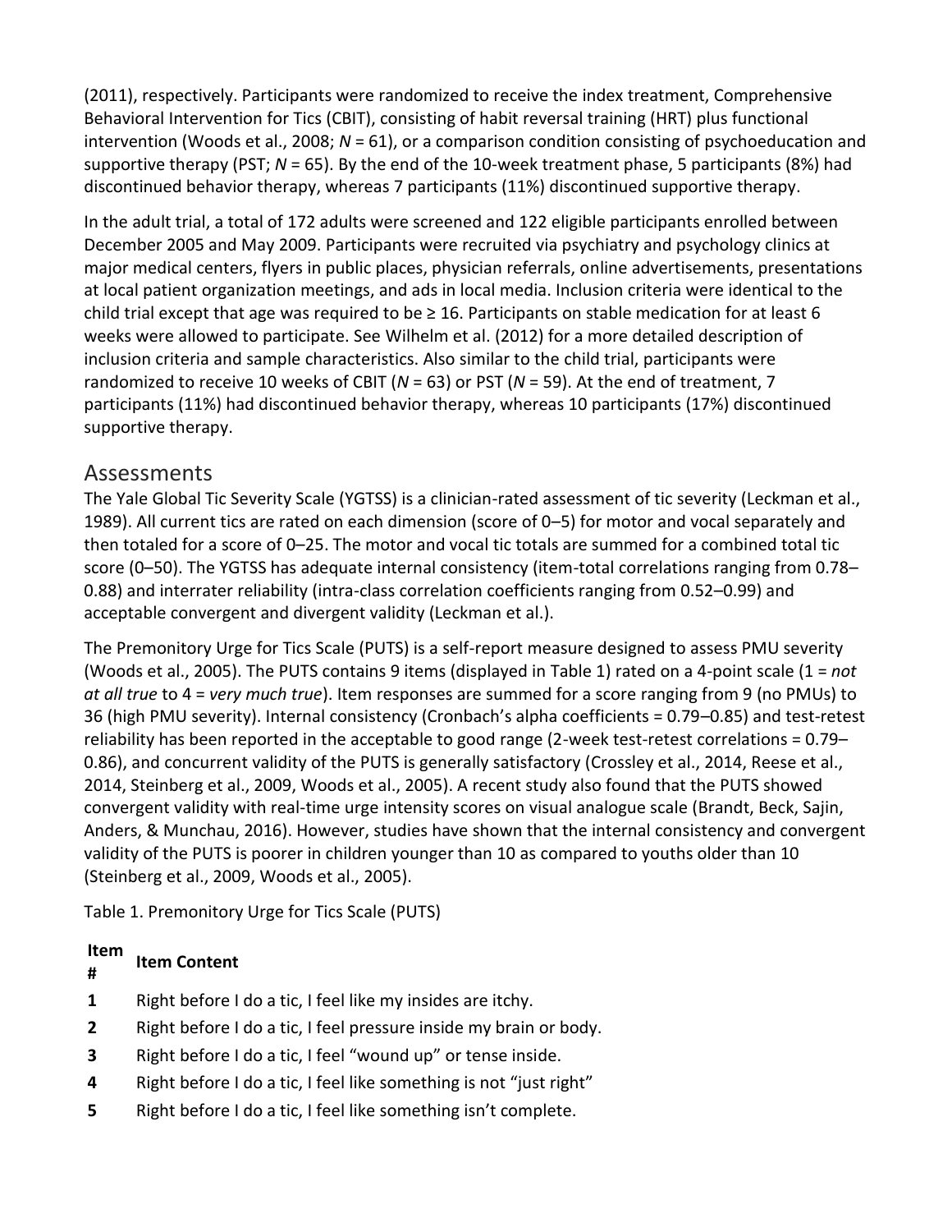(2011), respectively. Participants were randomized to receive the index treatment, Comprehensive Behavioral Intervention for Tics (CBIT), consisting of habit reversal training (HRT) plus functional intervention (Woods et al., 2008; *N* = 61), or a comparison condition consisting of psychoeducation and supportive therapy (PST; *N* = 65). By the end of the 10-week treatment phase, 5 participants (8%) had discontinued behavior therapy, whereas 7 participants (11%) discontinued supportive therapy.

In the adult trial, a total of 172 adults were screened and 122 eligible participants enrolled between December 2005 and May 2009. Participants were recruited via psychiatry and psychology clinics at major medical centers, flyers in public places, physician referrals, online advertisements, presentations at local patient organization meetings, and ads in local media. Inclusion criteria were identical to the child trial except that age was required to be ≥ 16. Participants on stable medication for at least 6 weeks were allowed to participate. See Wilhelm et al. (2012) for a more detailed description of inclusion criteria and sample characteristics. Also similar to the child trial, participants were randomized to receive 10 weeks of CBIT (*N* = 63) or PST (*N* = 59). At the end of treatment, 7 participants (11%) had discontinued behavior therapy, whereas 10 participants (17%) discontinued supportive therapy.

## Assessments

The Yale Global Tic Severity Scale (YGTSS) is a clinician-rated assessment of tic severity (Leckman et al., 1989). All current tics are rated on each dimension (score of 0–5) for motor and vocal separately and then totaled for a score of 0–25. The motor and vocal tic totals are summed for a combined total tic score (0–50). The YGTSS has adequate internal consistency (item-total correlations ranging from 0.78–0.88) and interrater reliability (intra-class correlation coefficients ranging from 0.52–0.99) and acceptable convergent and divergent validity (Leckman et al.).

The Premonitory Urge for Tics Scale (PUTS) is a self-report measure designed to assess PMU severity (Woods et al., 2005). The PUTS contains 9 items (displayed in Table 1) rated on a 4-point scale (1 = *not at all true* to 4 = *very much true*). Item responses are summed for a score ranging from 9 (no PMUs) to 36 (high PMU severity). Internal consistency (Cronbach's alpha coefficients = 0.79–0.85) and test-retest reliability has been reported in the acceptable to good range (2-week test-retest correlations = 0.79–0.86), and concurrent validity of the PUTS is generally satisfactory (Crossley et al., 2014, Reese et al., 2014, Steinberg et al., 2009, Woods et al., 2005). A recent study also found that the PUTS showed convergent validity with real-time urge intensity scores on visual analogue scale (Brandt, Beck, Sajin, Anders, & Munchau, 2016). However, studies have shown that the internal consistency and convergent validity of the PUTS is poorer in children younger than 10 as compared to youths older than 10 (Steinberg et al., 2009, Woods et al., 2005).

Table 1. Premonitory Urge for Tics Scale (PUTS)

| Item # | Item Content |
|---|---|
| **1** | Right before I do a tic, I feel like my insides are itchy. |
| **2** | Right before I do a tic, I feel pressure inside my brain or body. |
| **3** | Right before I do a tic, I feel "wound up" or tense inside. |
| **4** | Right before I do a tic, I feel like something is not "just right" |
| **5** | Right before I do a tic, I feel like something isn't complete. |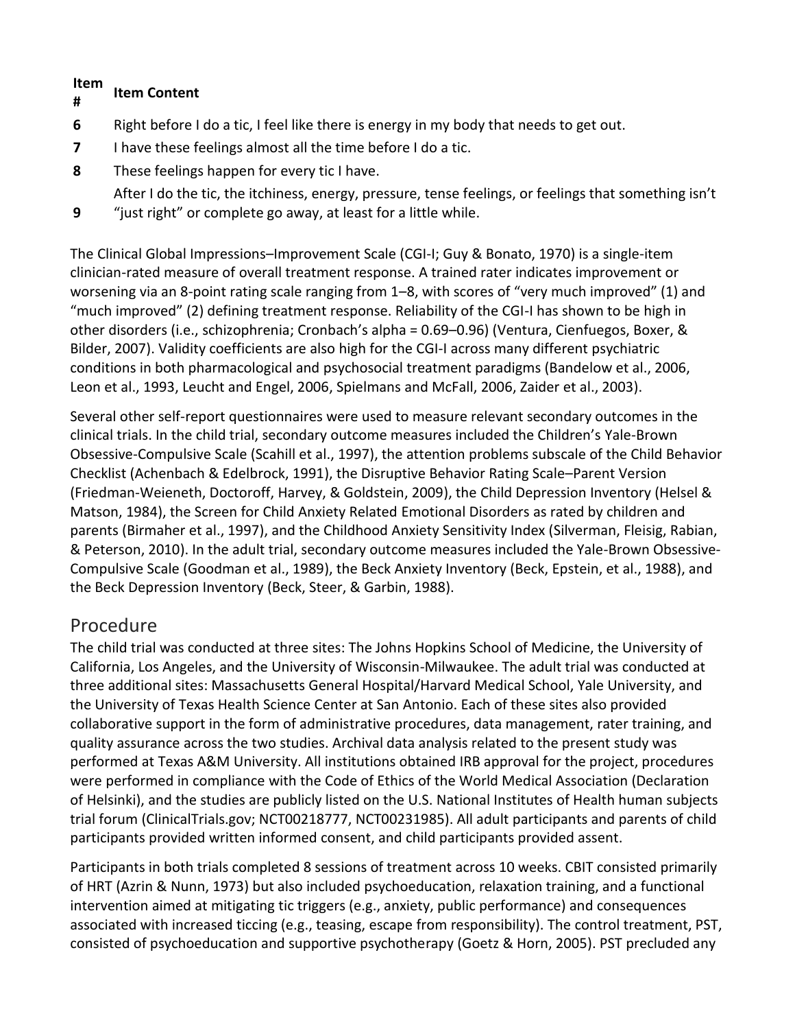| Item # | Item Content |
|---|---|
| 6 | Right before I do a tic, I feel like there is energy in my body that needs to get out. |
| 7 | I have these feelings almost all the time before I do a tic. |
| 8 | These feelings happen for every tic I have. |
| 9 | After I do the tic, the itchiness, energy, pressure, tense feelings, or feelings that something isn't "just right" or complete go away, at least for a little while. |

The Clinical Global Impressions–Improvement Scale (CGI-I; Guy & Bonato, 1970) is a single-item clinician-rated measure of overall treatment response. A trained rater indicates improvement or worsening via an 8-point rating scale ranging from 1–8, with scores of "very much improved" (1) and "much improved" (2) defining treatment response. Reliability of the CGI-I has shown to be high in other disorders (i.e., schizophrenia; Cronbach's alpha = 0.69–0.96) (Ventura, Cienfuegos, Boxer, & Bilder, 2007). Validity coefficients are also high for the CGI-I across many different psychiatric conditions in both pharmacological and psychosocial treatment paradigms (Bandelow et al., 2006, Leon et al., 1993, Leucht and Engel, 2006, Spielmans and McFall, 2006, Zaider et al., 2003).

Several other self-report questionnaires were used to measure relevant secondary outcomes in the clinical trials. In the child trial, secondary outcome measures included the Children's Yale-Brown Obsessive-Compulsive Scale (Scahill et al., 1997), the attention problems subscale of the Child Behavior Checklist (Achenbach & Edelbrock, 1991), the Disruptive Behavior Rating Scale–Parent Version (Friedman-Weieneth, Doctoroff, Harvey, & Goldstein, 2009), the Child Depression Inventory (Helsel & Matson, 1984), the Screen for Child Anxiety Related Emotional Disorders as rated by children and parents (Birmaher et al., 1997), and the Childhood Anxiety Sensitivity Index (Silverman, Fleisig, Rabian, & Peterson, 2010). In the adult trial, secondary outcome measures included the Yale-Brown Obsessive-Compulsive Scale (Goodman et al., 1989), the Beck Anxiety Inventory (Beck, Epstein, et al., 1988), and the Beck Depression Inventory (Beck, Steer, & Garbin, 1988).

## Procedure

The child trial was conducted at three sites: The Johns Hopkins School of Medicine, the University of California, Los Angeles, and the University of Wisconsin-Milwaukee. The adult trial was conducted at three additional sites: Massachusetts General Hospital/Harvard Medical School, Yale University, and the University of Texas Health Science Center at San Antonio. Each of these sites also provided collaborative support in the form of administrative procedures, data management, rater training, and quality assurance across the two studies. Archival data analysis related to the present study was performed at Texas A&M University. All institutions obtained IRB approval for the project, procedures were performed in compliance with the Code of Ethics of the World Medical Association (Declaration of Helsinki), and the studies are publicly listed on the U.S. National Institutes of Health human subjects trial forum (ClinicalTrials.gov; NCT00218777, NCT00231985). All adult participants and parents of child participants provided written informed consent, and child participants provided assent.

Participants in both trials completed 8 sessions of treatment across 10 weeks. CBIT consisted primarily of HRT (Azrin & Nunn, 1973) but also included psychoeducation, relaxation training, and a functional intervention aimed at mitigating tic triggers (e.g., anxiety, public performance) and consequences associated with increased ticcing (e.g., teasing, escape from responsibility). The control treatment, PST, consisted of psychoeducation and supportive psychotherapy (Goetz & Horn, 2005). PST precluded any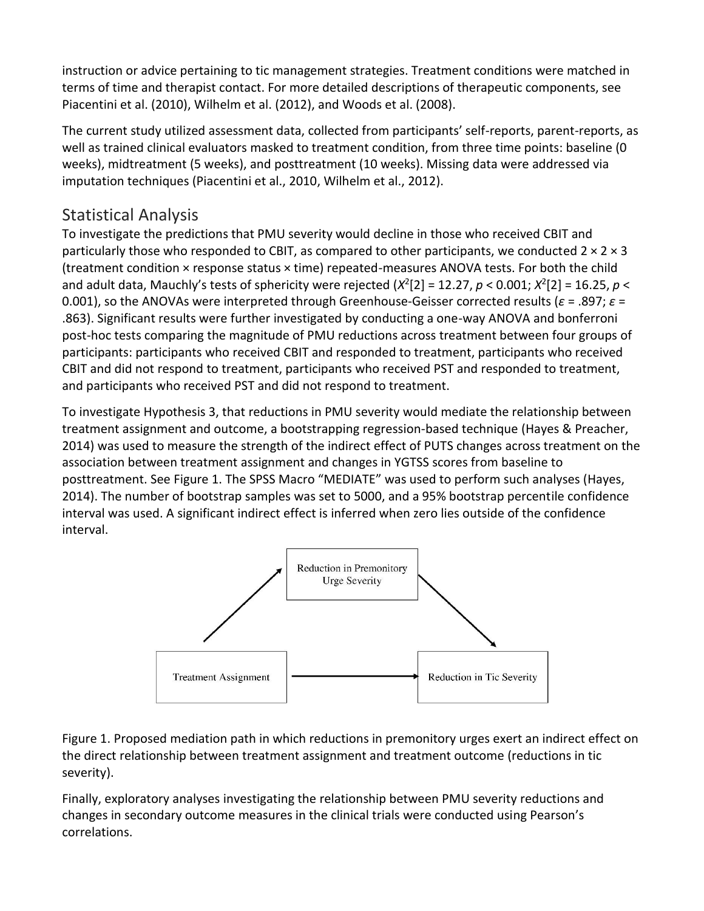instruction or advice pertaining to tic management strategies. Treatment conditions were matched in terms of time and therapist contact. For more detailed descriptions of therapeutic components, see Piacentini et al. (2010), Wilhelm et al. (2012), and Woods et al. (2008).

The current study utilized assessment data, collected from participants' self-reports, parent-reports, as well as trained clinical evaluators masked to treatment condition, from three time points: baseline (0 weeks), midtreatment (5 weeks), and posttreatment (10 weeks). Missing data were addressed via imputation techniques (Piacentini et al., 2010, Wilhelm et al., 2012).

## Statistical Analysis

To investigate the predictions that PMU severity would decline in those who received CBIT and particularly those who responded to CBIT, as compared to other participants, we conducted 2 × 2 × 3 (treatment condition × response status × time) repeated-measures ANOVA tests. For both the child and adult data, Mauchly's tests of sphericity were rejected ($X^2[2] = 12.27$, $p < 0.001$; $X^2[2] = 16.25$, $p < 0.001$), so the ANOVAs were interpreted through Greenhouse-Geisser corrected results ($\varepsilon = .897$; $\varepsilon = .863$). Significant results were further investigated by conducting a one-way ANOVA and bonferroni post-hoc tests comparing the magnitude of PMU reductions across treatment between four groups of participants: participants who received CBIT and responded to treatment, participants who received CBIT and did not respond to treatment, participants who received PST and responded to treatment, and participants who received PST and did not respond to treatment.

To investigate Hypothesis 3, that reductions in PMU severity would mediate the relationship between treatment assignment and outcome, a bootstrapping regression-based technique (Hayes & Preacher, 2014) was used to measure the strength of the indirect effect of PUTS changes across treatment on the association between treatment assignment and changes in YGTSS scores from baseline to posttreatment. See Figure 1. The SPSS Macro "MEDIATE" was used to perform such analyses (Hayes, 2014). The number of bootstrap samples was set to 5000, and a 95% bootstrap percentile confidence interval was used. A significant indirect effect is inferred when zero lies outside of the confidence interval.

Reduction in Premonitory Urge Severity

Treatment Assignment → Reduction in Tic Severity

Figure 1. Proposed mediation path in which reductions in premonitory urges exert an indirect effect on the direct relationship between treatment assignment and treatment outcome (reductions in tic severity).

Finally, exploratory analyses investigating the relationship between PMU severity reductions and changes in secondary outcome measures in the clinical trials were conducted using Pearson's correlations.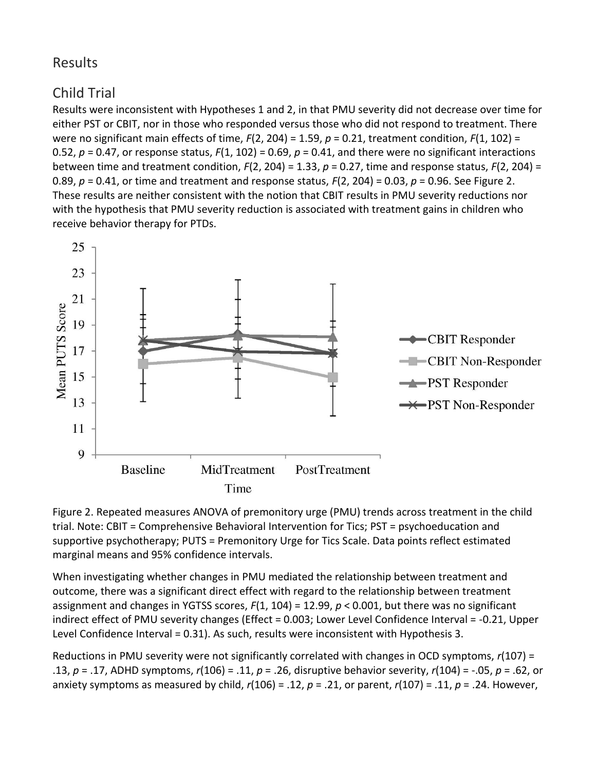## Results

### Child Trial

Results were inconsistent with Hypotheses 1 and 2, in that PMU severity did not decrease over time for either PST or CBIT, nor in those who responded versus those who did not respond to treatment. There were no significant main effects of time, $F(2, 204) = 1.59$, $p = 0.21$, treatment condition, $F(1, 102) = 0.52$, $p = 0.47$, or response status, $F(1, 102) = 0.69$, $p = 0.41$, and there were no significant interactions between time and treatment condition, $F(2, 204) = 1.33$, $p = 0.27$, time and response status, $F(2, 204) = 0.89$, $p = 0.41$, or time and treatment and response status, $F(2, 204) = 0.03$, $p = 0.96$. See Figure 2. These results are neither consistent with the notion that CBIT results in PMU severity reductions nor with the hypothesis that PMU severity reduction is associated with treatment gains in children who receive behavior therapy for PTDs.

Figure 2. Repeated measures ANOVA of premonitory urge (PMU) trends across treatment in the child trial. Note: CBIT = Comprehensive Behavioral Intervention for Tics; PST = psychoeducation and supportive psychotherapy; PUTS = Premonitory Urge for Tics Scale. Data points reflect estimated marginal means and 95% confidence intervals.

When investigating whether changes in PMU mediated the relationship between treatment and outcome, there was a significant direct effect with regard to the relationship between treatment assignment and changes in YGTSS scores, $F(1, 104) = 12.99$, $p < 0.001$, but there was no significant indirect effect of PMU severity changes (Effect = 0.003; Lower Level Confidence Interval = -0.21, Upper Level Confidence Interval = 0.31). As such, results were inconsistent with Hypothesis 3.

Reductions in PMU severity were not significantly correlated with changes in OCD symptoms, $r(107) = .13$, $p = .17$, ADHD symptoms, $r(106) = .11$, $p = .26$, disruptive behavior severity, $r(104) = -.05$, $p = .62$, or anxiety symptoms as measured by child, $r(106) = .12$, $p = .21$, or parent, $r(107) = .11$, $p = .24$. However,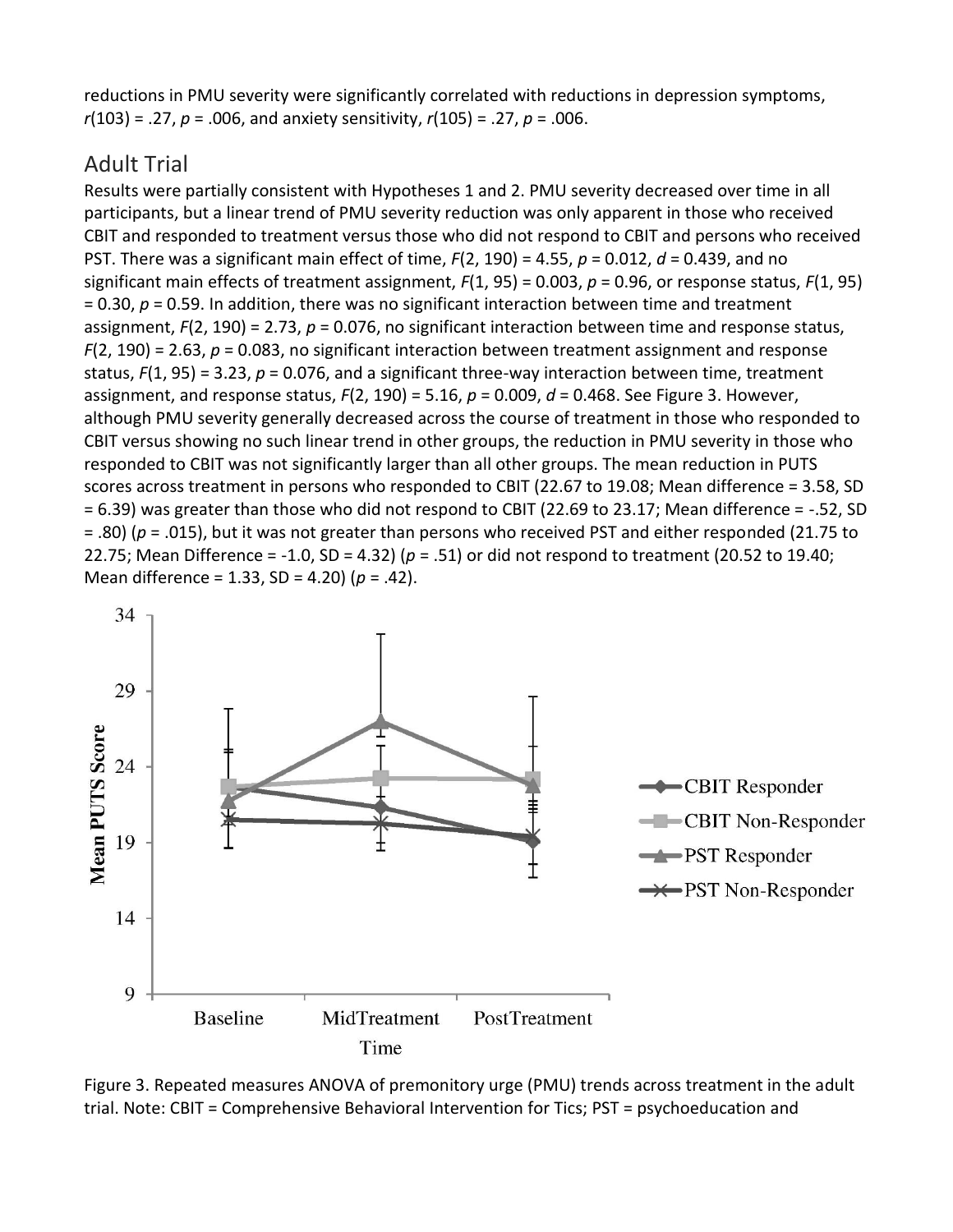reductions in PMU severity were significantly correlated with reductions in depression symptoms, $r(103) = .27$, $p = .006$, and anxiety sensitivity, $r(105) = .27$, $p = .006$.

## Adult Trial

Results were partially consistent with Hypotheses 1 and 2. PMU severity decreased over time in all participants, but a linear trend of PMU severity reduction was only apparent in those who received CBIT and responded to treatment versus those who did not respond to CBIT and persons who received PST. There was a significant main effect of time, $F(2, 190) = 4.55$, $p = 0.012$, $d = 0.439$, and no significant main effects of treatment assignment, $F(1, 95) = 0.003$, $p = 0.96$, or response status, $F(1, 95) = 0.30$, $p = 0.59$. In addition, there was no significant interaction between time and treatment assignment, $F(2, 190) = 2.73$, $p = 0.076$, no significant interaction between time and response status, $F(2, 190) = 2.63$, $p = 0.083$, no significant interaction between treatment assignment and response status, $F(1, 95) = 3.23$, $p = 0.076$, and a significant three-way interaction between time, treatment assignment, and response status, $F(2, 190) = 5.16$, $p = 0.009$, $d = 0.468$. See Figure 3. However, although PMU severity generally decreased across the course of treatment in those who responded to CBIT versus showing no such linear trend in other groups, the reduction in PMU severity in those who responded to CBIT was not significantly larger than all other groups. The mean reduction in PUTS scores across treatment in persons who responded to CBIT (22.67 to 19.08; Mean difference = 3.58, SD = 6.39) was greater than those who did not respond to CBIT (22.69 to 23.17; Mean difference = -.52, SD = .80) ($p = .015$), but it was not greater than persons who received PST and either responded (21.75 to 22.75; Mean Difference = -1.0, SD = 4.32) ($p = .51$) or did not respond to treatment (20.52 to 19.40; Mean difference = 1.33, SD = 4.20) ($p = .42$).

Figure 3. Repeated measures ANOVA of premonitory urge (PMU) trends across treatment in the adult trial. Note: CBIT = Comprehensive Behavioral Intervention for Tics; PST = psychoeducation and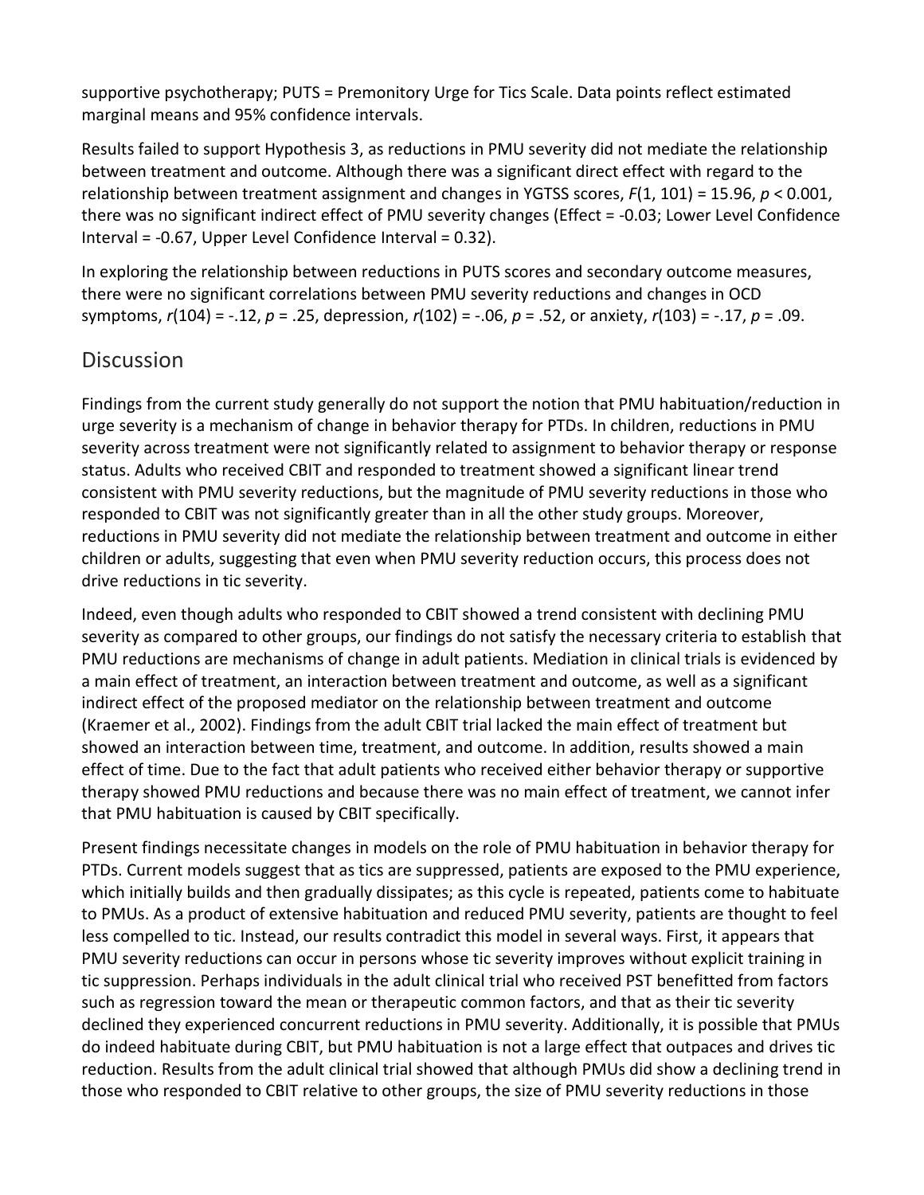supportive psychotherapy; PUTS = Premonitory Urge for Tics Scale. Data points reflect estimated marginal means and 95% confidence intervals.

Results failed to support Hypothesis 3, as reductions in PMU severity did not mediate the relationship between treatment and outcome. Although there was a significant direct effect with regard to the relationship between treatment assignment and changes in YGTSS scores, $F(1, 101) = 15.96$, $p < 0.001$, there was no significant indirect effect of PMU severity changes (Effect = -0.03; Lower Level Confidence Interval = -0.67, Upper Level Confidence Interval = 0.32).

In exploring the relationship between reductions in PUTS scores and secondary outcome measures, there were no significant correlations between PMU severity reductions and changes in OCD symptoms, $r(104) = -.12$, $p = .25$, depression, $r(102) = -.06$, $p = .52$, or anxiety, $r(103) = -.17$, $p = .09$.

## Discussion

Findings from the current study generally do not support the notion that PMU habituation/reduction in urge severity is a mechanism of change in behavior therapy for PTDs. In children, reductions in PMU severity across treatment were not significantly related to assignment to behavior therapy or response status. Adults who received CBIT and responded to treatment showed a significant linear trend consistent with PMU severity reductions, but the magnitude of PMU severity reductions in those who responded to CBIT was not significantly greater than in all the other study groups. Moreover, reductions in PMU severity did not mediate the relationship between treatment and outcome in either children or adults, suggesting that even when PMU severity reduction occurs, this process does not drive reductions in tic severity.

Indeed, even though adults who responded to CBIT showed a trend consistent with declining PMU severity as compared to other groups, our findings do not satisfy the necessary criteria to establish that PMU reductions are mechanisms of change in adult patients. Mediation in clinical trials is evidenced by a main effect of treatment, an interaction between treatment and outcome, as well as a significant indirect effect of the proposed mediator on the relationship between treatment and outcome (Kraemer et al., 2002). Findings from the adult CBIT trial lacked the main effect of treatment but showed an interaction between time, treatment, and outcome. In addition, results showed a main effect of time. Due to the fact that adult patients who received either behavior therapy or supportive therapy showed PMU reductions and because there was no main effect of treatment, we cannot infer that PMU habituation is caused by CBIT specifically.

Present findings necessitate changes in models on the role of PMU habituation in behavior therapy for PTDs. Current models suggest that as tics are suppressed, patients are exposed to the PMU experience, which initially builds and then gradually dissipates; as this cycle is repeated, patients come to habituate to PMUs. As a product of extensive habituation and reduced PMU severity, patients are thought to feel less compelled to tic. Instead, our results contradict this model in several ways. First, it appears that PMU severity reductions can occur in persons whose tic severity improves without explicit training in tic suppression. Perhaps individuals in the adult clinical trial who received PST benefitted from factors such as regression toward the mean or therapeutic common factors, and that as their tic severity declined they experienced concurrent reductions in PMU severity. Additionally, it is possible that PMUs do indeed habituate during CBIT, but PMU habituation is not a large effect that outpaces and drives tic reduction. Results from the adult clinical trial showed that although PMUs did show a declining trend in those who responded to CBIT relative to other groups, the size of PMU severity reductions in those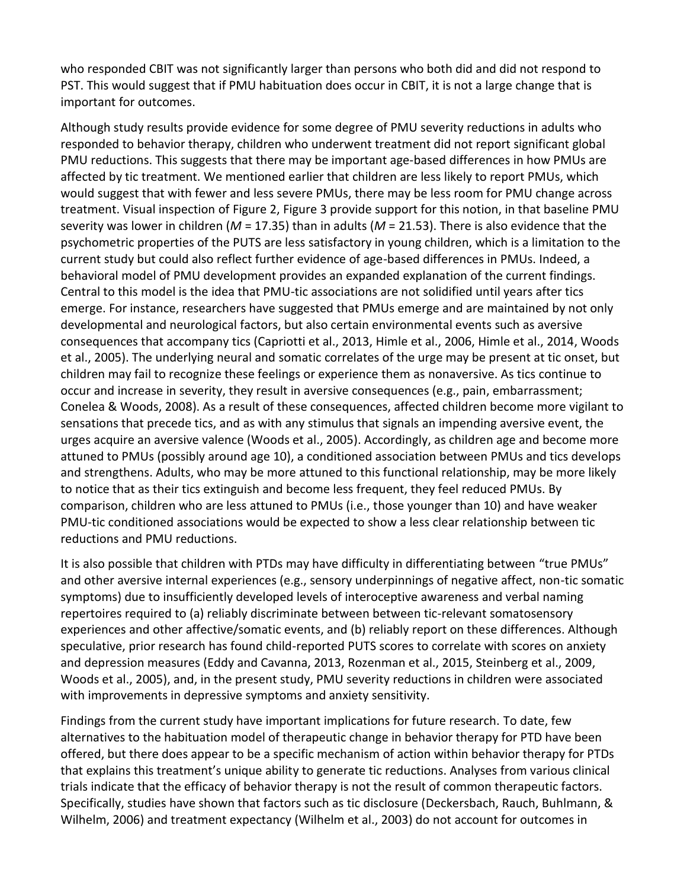who responded CBIT was not significantly larger than persons who both did and did not respond to PST. This would suggest that if PMU habituation does occur in CBIT, it is not a large change that is important for outcomes.

Although study results provide evidence for some degree of PMU severity reductions in adults who responded to behavior therapy, children who underwent treatment did not report significant global PMU reductions. This suggests that there may be important age-based differences in how PMUs are affected by tic treatment. We mentioned earlier that children are less likely to report PMUs, which would suggest that with fewer and less severe PMUs, there may be less room for PMU change across treatment. Visual inspection of Figure 2, Figure 3 provide support for this notion, in that baseline PMU severity was lower in children (*M* = 17.35) than in adults (*M* = 21.53). There is also evidence that the psychometric properties of the PUTS are less satisfactory in young children, which is a limitation to the current study but could also reflect further evidence of age-based differences in PMUs. Indeed, a behavioral model of PMU development provides an expanded explanation of the current findings. Central to this model is the idea that PMU-tic associations are not solidified until years after tics emerge. For instance, researchers have suggested that PMUs emerge and are maintained by not only developmental and neurological factors, but also certain environmental events such as aversive consequences that accompany tics (Capriotti et al., 2013, Himle et al., 2006, Himle et al., 2014, Woods et al., 2005). The underlying neural and somatic correlates of the urge may be present at tic onset, but children may fail to recognize these feelings or experience them as nonaversive. As tics continue to occur and increase in severity, they result in aversive consequences (e.g., pain, embarrassment; Conelea & Woods, 2008). As a result of these consequences, affected children become more vigilant to sensations that precede tics, and as with any stimulus that signals an impending aversive event, the urges acquire an aversive valence (Woods et al., 2005). Accordingly, as children age and become more attuned to PMUs (possibly around age 10), a conditioned association between PMUs and tics develops and strengthens. Adults, who may be more attuned to this functional relationship, may be more likely to notice that as their tics extinguish and become less frequent, they feel reduced PMUs. By comparison, children who are less attuned to PMUs (i.e., those younger than 10) and have weaker PMU-tic conditioned associations would be expected to show a less clear relationship between tic reductions and PMU reductions.

It is also possible that children with PTDs may have difficulty in differentiating between "true PMUs" and other aversive internal experiences (e.g., sensory underpinnings of negative affect, non-tic somatic symptoms) due to insufficiently developed levels of interoceptive awareness and verbal naming repertoires required to (a) reliably discriminate between between tic-relevant somatosensory experiences and other affective/somatic events, and (b) reliably report on these differences. Although speculative, prior research has found child-reported PUTS scores to correlate with scores on anxiety and depression measures (Eddy and Cavanna, 2013, Rozenman et al., 2015, Steinberg et al., 2009, Woods et al., 2005), and, in the present study, PMU severity reductions in children were associated with improvements in depressive symptoms and anxiety sensitivity.

Findings from the current study have important implications for future research. To date, few alternatives to the habituation model of therapeutic change in behavior therapy for PTD have been offered, but there does appear to be a specific mechanism of action within behavior therapy for PTDs that explains this treatment's unique ability to generate tic reductions. Analyses from various clinical trials indicate that the efficacy of behavior therapy is not the result of common therapeutic factors. Specifically, studies have shown that factors such as tic disclosure (Deckersbach, Rauch, Buhlmann, & Wilhelm, 2006) and treatment expectancy (Wilhelm et al., 2003) do not account for outcomes in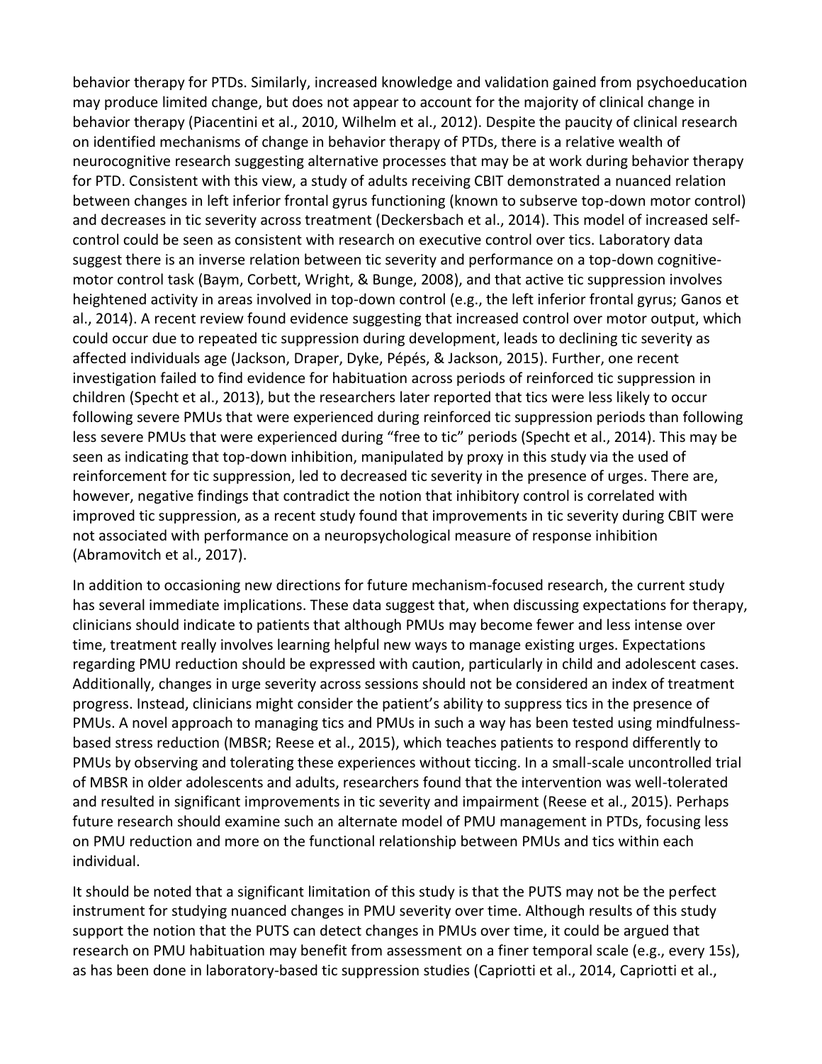behavior therapy for PTDs. Similarly, increased knowledge and validation gained from psychoeducation may produce limited change, but does not appear to account for the majority of clinical change in behavior therapy (Piacentini et al., 2010, Wilhelm et al., 2012). Despite the paucity of clinical research on identified mechanisms of change in behavior therapy of PTDs, there is a relative wealth of neurocognitive research suggesting alternative processes that may be at work during behavior therapy for PTD. Consistent with this view, a study of adults receiving CBIT demonstrated a nuanced relation between changes in left inferior frontal gyrus functioning (known to subserve top-down motor control) and decreases in tic severity across treatment (Deckersbach et al., 2014). This model of increased self-control could be seen as consistent with research on executive control over tics. Laboratory data suggest there is an inverse relation between tic severity and performance on a top-down cognitive-motor control task (Baym, Corbett, Wright, & Bunge, 2008), and that active tic suppression involves heightened activity in areas involved in top-down control (e.g., the left inferior frontal gyrus; Ganos et al., 2014). A recent review found evidence suggesting that increased control over motor output, which could occur due to repeated tic suppression during development, leads to declining tic severity as affected individuals age (Jackson, Draper, Dyke, Pépés, & Jackson, 2015). Further, one recent investigation failed to find evidence for habituation across periods of reinforced tic suppression in children (Specht et al., 2013), but the researchers later reported that tics were less likely to occur following severe PMUs that were experienced during reinforced tic suppression periods than following less severe PMUs that were experienced during "free to tic" periods (Specht et al., 2014). This may be seen as indicating that top-down inhibition, manipulated by proxy in this study via the used of reinforcement for tic suppression, led to decreased tic severity in the presence of urges. There are, however, negative findings that contradict the notion that inhibitory control is correlated with improved tic suppression, as a recent study found that improvements in tic severity during CBIT were not associated with performance on a neuropsychological measure of response inhibition (Abramovitch et al., 2017).

In addition to occasioning new directions for future mechanism-focused research, the current study has several immediate implications. These data suggest that, when discussing expectations for therapy, clinicians should indicate to patients that although PMUs may become fewer and less intense over time, treatment really involves learning helpful new ways to manage existing urges. Expectations regarding PMU reduction should be expressed with caution, particularly in child and adolescent cases. Additionally, changes in urge severity across sessions should not be considered an index of treatment progress. Instead, clinicians might consider the patient's ability to suppress tics in the presence of PMUs. A novel approach to managing tics and PMUs in such a way has been tested using mindfulness-based stress reduction (MBSR; Reese et al., 2015), which teaches patients to respond differently to PMUs by observing and tolerating these experiences without ticcing. In a small-scale uncontrolled trial of MBSR in older adolescents and adults, researchers found that the intervention was well-tolerated and resulted in significant improvements in tic severity and impairment (Reese et al., 2015). Perhaps future research should examine such an alternate model of PMU management in PTDs, focusing less on PMU reduction and more on the functional relationship between PMUs and tics within each individual.

It should be noted that a significant limitation of this study is that the PUTS may not be the perfect instrument for studying nuanced changes in PMU severity over time. Although results of this study support the notion that the PUTS can detect changes in PMUs over time, it could be argued that research on PMU habituation may benefit from assessment on a finer temporal scale (e.g., every 15s), as has been done in laboratory-based tic suppression studies (Capriotti et al., 2014, Capriotti et al.,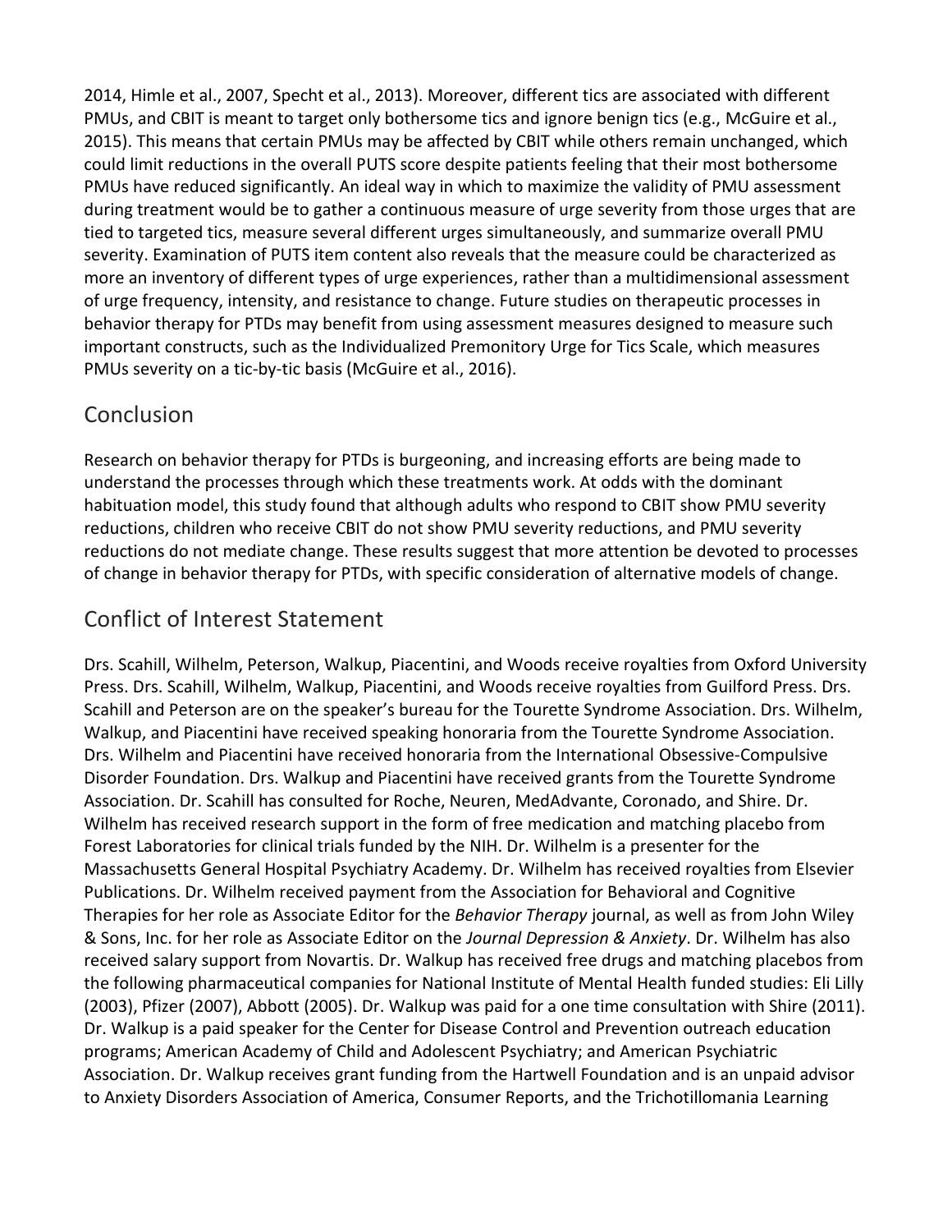2014, Himle et al., 2007, Specht et al., 2013). Moreover, different tics are associated with different PMUs, and CBIT is meant to target only bothersome tics and ignore benign tics (e.g., McGuire et al., 2015). This means that certain PMUs may be affected by CBIT while others remain unchanged, which could limit reductions in the overall PUTS score despite patients feeling that their most bothersome PMUs have reduced significantly. An ideal way in which to maximize the validity of PMU assessment during treatment would be to gather a continuous measure of urge severity from those urges that are tied to targeted tics, measure several different urges simultaneously, and summarize overall PMU severity. Examination of PUTS item content also reveals that the measure could be characterized as more an inventory of different types of urge experiences, rather than a multidimensional assessment of urge frequency, intensity, and resistance to change. Future studies on therapeutic processes in behavior therapy for PTDs may benefit from using assessment measures designed to measure such important constructs, such as the Individualized Premonitory Urge for Tics Scale, which measures PMUs severity on a tic-by-tic basis (McGuire et al., 2016).

## Conclusion

Research on behavior therapy for PTDs is burgeoning, and increasing efforts are being made to understand the processes through which these treatments work. At odds with the dominant habituation model, this study found that although adults who respond to CBIT show PMU severity reductions, children who receive CBIT do not show PMU severity reductions, and PMU severity reductions do not mediate change. These results suggest that more attention be devoted to processes of change in behavior therapy for PTDs, with specific consideration of alternative models of change.

## Conflict of Interest Statement

Drs. Scahill, Wilhelm, Peterson, Walkup, Piacentini, and Woods receive royalties from Oxford University Press. Drs. Scahill, Wilhelm, Walkup, Piacentini, and Woods receive royalties from Guilford Press. Drs. Scahill and Peterson are on the speaker's bureau for the Tourette Syndrome Association. Drs. Wilhelm, Walkup, and Piacentini have received speaking honoraria from the Tourette Syndrome Association. Drs. Wilhelm and Piacentini have received honoraria from the International Obsessive-Compulsive Disorder Foundation. Drs. Walkup and Piacentini have received grants from the Tourette Syndrome Association. Dr. Scahill has consulted for Roche, Neuren, MedAdvante, Coronado, and Shire. Dr. Wilhelm has received research support in the form of free medication and matching placebo from Forest Laboratories for clinical trials funded by the NIH. Dr. Wilhelm is a presenter for the Massachusetts General Hospital Psychiatry Academy. Dr. Wilhelm has received royalties from Elsevier Publications. Dr. Wilhelm received payment from the Association for Behavioral and Cognitive Therapies for her role as Associate Editor for the *Behavior Therapy* journal, as well as from John Wiley & Sons, Inc. for her role as Associate Editor on the *Journal Depression & Anxiety*. Dr. Wilhelm has also received salary support from Novartis. Dr. Walkup has received free drugs and matching placebos from the following pharmaceutical companies for National Institute of Mental Health funded studies: Eli Lilly (2003), Pfizer (2007), Abbott (2005). Dr. Walkup was paid for a one time consultation with Shire (2011). Dr. Walkup is a paid speaker for the Center for Disease Control and Prevention outreach education programs; American Academy of Child and Adolescent Psychiatry; and American Psychiatric Association. Dr. Walkup receives grant funding from the Hartwell Foundation and is an unpaid advisor to Anxiety Disorders Association of America, Consumer Reports, and the Trichotillomania Learning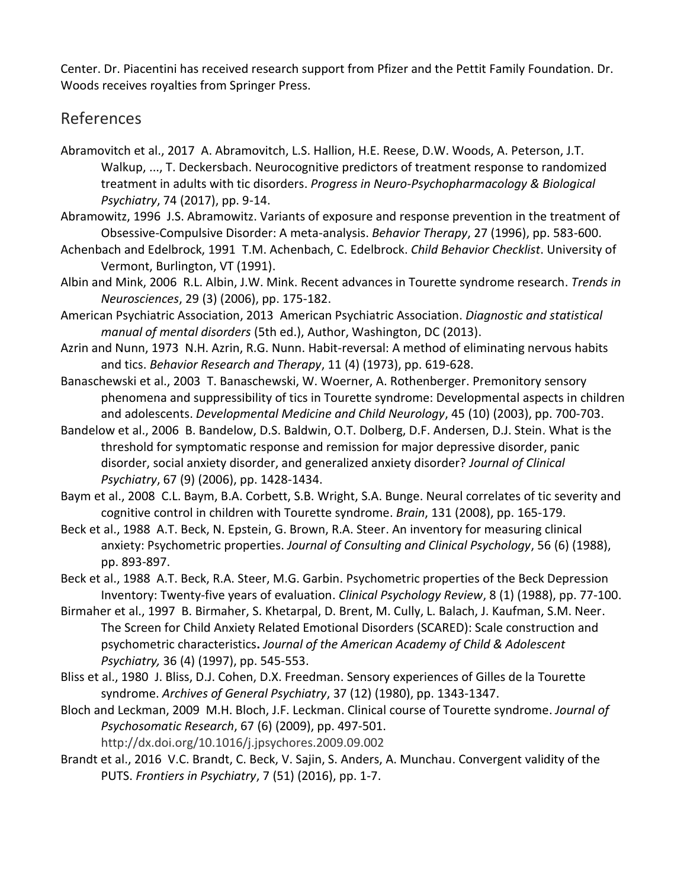Center. Dr. Piacentini has received research support from Pfizer and the Pettit Family Foundation. Dr. Woods receives royalties from Springer Press.

## References

Abramovitch et al., 2017 A. Abramovitch, L.S. Hallion, H.E. Reese, D.W. Woods, A. Peterson, J.T. Walkup, ..., T. Deckersbach. Neurocognitive predictors of treatment response to randomized treatment in adults with tic disorders. *Progress in Neuro-Psychopharmacology & Biological Psychiatry*, 74 (2017), pp. 9-14.

Abramowitz, 1996 J.S. Abramowitz. Variants of exposure and response prevention in the treatment of Obsessive-Compulsive Disorder: A meta-analysis. *Behavior Therapy*, 27 (1996), pp. 583-600.

Achenbach and Edelbrock, 1991 T.M. Achenbach, C. Edelbrock. *Child Behavior Checklist*. University of Vermont, Burlington, VT (1991).

Albin and Mink, 2006 R.L. Albin, J.W. Mink. Recent advances in Tourette syndrome research. *Trends in Neurosciences*, 29 (3) (2006), pp. 175-182.

American Psychiatric Association, 2013 American Psychiatric Association. *Diagnostic and statistical manual of mental disorders* (5th ed.), Author, Washington, DC (2013).

Azrin and Nunn, 1973 N.H. Azrin, R.G. Nunn. Habit-reversal: A method of eliminating nervous habits and tics. *Behavior Research and Therapy*, 11 (4) (1973), pp. 619-628.

Banaschewski et al., 2003 T. Banaschewski, W. Woerner, A. Rothenberger. Premonitory sensory phenomena and suppressibility of tics in Tourette syndrome: Developmental aspects in children and adolescents. *Developmental Medicine and Child Neurology*, 45 (10) (2003), pp. 700-703.

Bandelow et al., 2006 B. Bandelow, D.S. Baldwin, O.T. Dolberg, D.F. Andersen, D.J. Stein. What is the threshold for symptomatic response and remission for major depressive disorder, panic disorder, social anxiety disorder, and generalized anxiety disorder? *Journal of Clinical Psychiatry*, 67 (9) (2006), pp. 1428-1434.

Baym et al., 2008 C.L. Baym, B.A. Corbett, S.B. Wright, S.A. Bunge. Neural correlates of tic severity and cognitive control in children with Tourette syndrome. *Brain*, 131 (2008), pp. 165-179.

Beck et al., 1988 A.T. Beck, N. Epstein, G. Brown, R.A. Steer. An inventory for measuring clinical anxiety: Psychometric properties. *Journal of Consulting and Clinical Psychology*, 56 (6) (1988), pp. 893-897.

Beck et al., 1988 A.T. Beck, R.A. Steer, M.G. Garbin. Psychometric properties of the Beck Depression Inventory: Twenty-five years of evaluation. *Clinical Psychology Review*, 8 (1) (1988), pp. 77-100.

Birmaher et al., 1997 B. Birmaher, S. Khetarpal, D. Brent, M. Cully, L. Balach, J. Kaufman, S.M. Neer. The Screen for Child Anxiety Related Emotional Disorders (SCARED): Scale construction and psychometric characteristics**.** *Journal of the American Academy of Child & Adolescent Psychiatry,* 36 (4) (1997), pp. 545-553.

Bliss et al., 1980 J. Bliss, D.J. Cohen, D.X. Freedman. Sensory experiences of Gilles de la Tourette syndrome. *Archives of General Psychiatry*, 37 (12) (1980), pp. 1343-1347.

Bloch and Leckman, 2009 M.H. Bloch, J.F. Leckman. Clinical course of Tourette syndrome. *Journal of Psychosomatic Research*, 67 (6) (2009), pp. 497-501. http://dx.doi.org/10.1016/j.jpsychores.2009.09.002

Brandt et al., 2016 V.C. Brandt, C. Beck, V. Sajin, S. Anders, A. Munchau. Convergent validity of the PUTS. *Frontiers in Psychiatry*, 7 (51) (2016), pp. 1-7.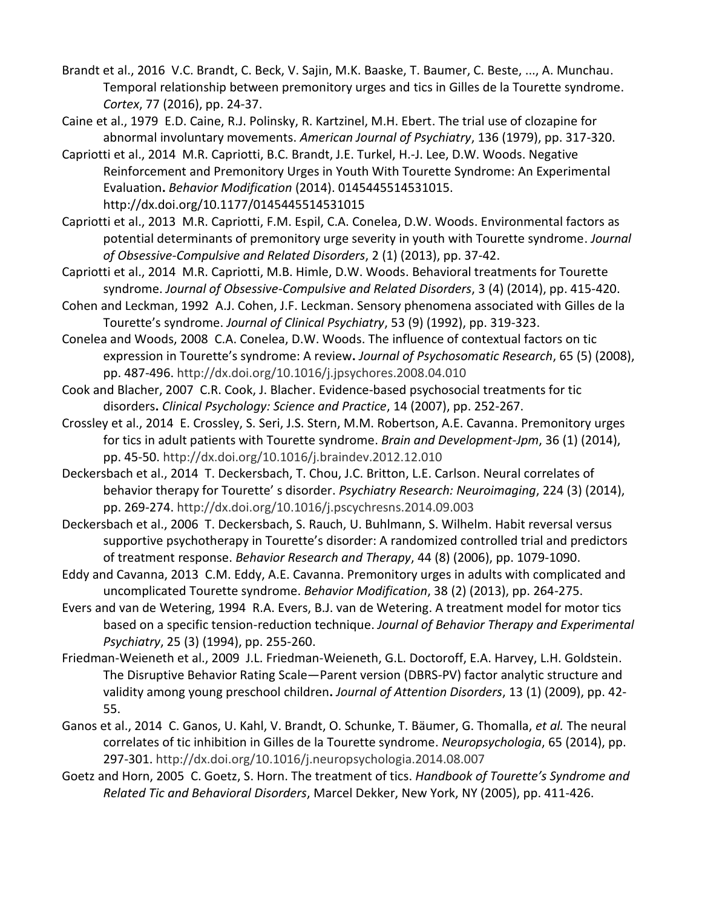Brandt et al., 2016 V.C. Brandt, C. Beck, V. Sajin, M.K. Baaske, T. Baumer, C. Beste, ..., A. Munchau. Temporal relationship between premonitory urges and tics in Gilles de la Tourette syndrome. *Cortex*, 77 (2016), pp. 24-37.

Caine et al., 1979 E.D. Caine, R.J. Polinsky, R. Kartzinel, M.H. Ebert. The trial use of clozapine for abnormal involuntary movements. *American Journal of Psychiatry*, 136 (1979), pp. 317-320.

Capriotti et al., 2014 M.R. Capriotti, B.C. Brandt, J.E. Turkel, H.-J. Lee, D.W. Woods. Negative Reinforcement and Premonitory Urges in Youth With Tourette Syndrome: An Experimental Evaluation**.** *Behavior Modification* (2014). 0145445514531015. http://dx.doi.org/10.1177/0145445514531015

Capriotti et al., 2013 M.R. Capriotti, F.M. Espil, C.A. Conelea, D.W. Woods. Environmental factors as potential determinants of premonitory urge severity in youth with Tourette syndrome. *Journal of Obsessive-Compulsive and Related Disorders*, 2 (1) (2013), pp. 37-42.

Capriotti et al., 2014 M.R. Capriotti, M.B. Himle, D.W. Woods. Behavioral treatments for Tourette syndrome. *Journal of Obsessive-Compulsive and Related Disorders*, 3 (4) (2014), pp. 415-420.

Cohen and Leckman, 1992 A.J. Cohen, J.F. Leckman. Sensory phenomena associated with Gilles de la Tourette's syndrome. *Journal of Clinical Psychiatry*, 53 (9) (1992), pp. 319-323.

Conelea and Woods, 2008 C.A. Conelea, D.W. Woods. The influence of contextual factors on tic expression in Tourette's syndrome: A review**.** *Journal of Psychosomatic Research*, 65 (5) (2008), pp. 487-496. http://dx.doi.org/10.1016/j.jpsychores.2008.04.010

Cook and Blacher, 2007 C.R. Cook, J. Blacher. Evidence-based psychosocial treatments for tic disorders**.** *Clinical Psychology: Science and Practice*, 14 (2007), pp. 252-267.

Crossley et al., 2014 E. Crossley, S. Seri, J.S. Stern, M.M. Robertson, A.E. Cavanna. Premonitory urges for tics in adult patients with Tourette syndrome. *Brain and Development-Jpm*, 36 (1) (2014), pp. 45-50. http://dx.doi.org/10.1016/j.braindev.2012.12.010

Deckersbach et al., 2014 T. Deckersbach, T. Chou, J.C. Britton, L.E. Carlson. Neural correlates of behavior therapy for Tourette' s disorder. *Psychiatry Research: Neuroimaging*, 224 (3) (2014), pp. 269-274. http://dx.doi.org/10.1016/j.pscychresns.2014.09.003

Deckersbach et al., 2006 T. Deckersbach, S. Rauch, U. Buhlmann, S. Wilhelm. Habit reversal versus supportive psychotherapy in Tourette's disorder: A randomized controlled trial and predictors of treatment response. *Behavior Research and Therapy*, 44 (8) (2006), pp. 1079-1090.

Eddy and Cavanna, 2013 C.M. Eddy, A.E. Cavanna. Premonitory urges in adults with complicated and uncomplicated Tourette syndrome. *Behavior Modification*, 38 (2) (2013), pp. 264-275.

Evers and van de Wetering, 1994 R.A. Evers, B.J. van de Wetering. A treatment model for motor tics based on a specific tension-reduction technique. *Journal of Behavior Therapy and Experimental Psychiatry*, 25 (3) (1994), pp. 255-260.

Friedman-Weieneth et al., 2009 J.L. Friedman-Weieneth, G.L. Doctoroff, E.A. Harvey, L.H. Goldstein. The Disruptive Behavior Rating Scale—Parent version (DBRS-PV) factor analytic structure and validity among young preschool children**.** *Journal of Attention Disorders*, 13 (1) (2009), pp. 42-55.

Ganos et al., 2014 C. Ganos, U. Kahl, V. Brandt, O. Schunke, T. Bäumer, G. Thomalla, *et al.* The neural correlates of tic inhibition in Gilles de la Tourette syndrome. *Neuropsychologia*, 65 (2014), pp. 297-301. http://dx.doi.org/10.1016/j.neuropsychologia.2014.08.007

Goetz and Horn, 2005 C. Goetz, S. Horn. The treatment of tics. *Handbook of Tourette's Syndrome and Related Tic and Behavioral Disorders*, Marcel Dekker, New York, NY (2005), pp. 411-426.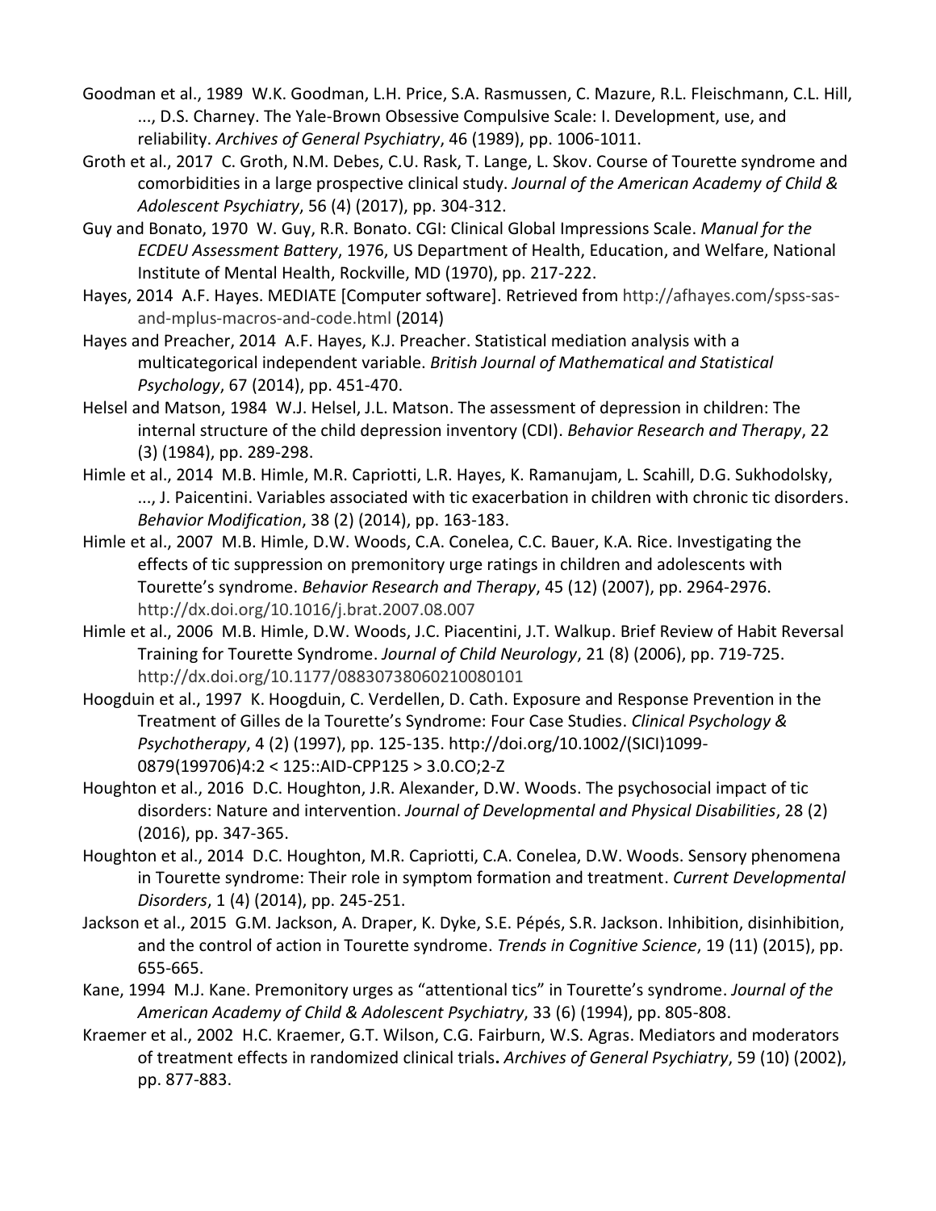Goodman et al., 1989 W.K. Goodman, L.H. Price, S.A. Rasmussen, C. Mazure, R.L. Fleischmann, C.L. Hill, ..., D.S. Charney. The Yale-Brown Obsessive Compulsive Scale: I. Development, use, and reliability. *Archives of General Psychiatry*, 46 (1989), pp. 1006-1011.

Groth et al., 2017 C. Groth, N.M. Debes, C.U. Rask, T. Lange, L. Skov. Course of Tourette syndrome and comorbidities in a large prospective clinical study. *Journal of the American Academy of Child & Adolescent Psychiatry*, 56 (4) (2017), pp. 304-312.

Guy and Bonato, 1970 W. Guy, R.R. Bonato. CGI: Clinical Global Impressions Scale. *Manual for the ECDEU Assessment Battery*, 1976, US Department of Health, Education, and Welfare, National Institute of Mental Health, Rockville, MD (1970), pp. 217-222.

Hayes, 2014 A.F. Hayes. MEDIATE [Computer software]. Retrieved from http://afhayes.com/spss-sas-and-mplus-macros-and-code.html (2014)

Hayes and Preacher, 2014 A.F. Hayes, K.J. Preacher. Statistical mediation analysis with a multicategorical independent variable. *British Journal of Mathematical and Statistical Psychology*, 67 (2014), pp. 451-470.

Helsel and Matson, 1984 W.J. Helsel, J.L. Matson. The assessment of depression in children: The internal structure of the child depression inventory (CDI). *Behavior Research and Therapy*, 22 (3) (1984), pp. 289-298.

Himle et al., 2014 M.B. Himle, M.R. Capriotti, L.R. Hayes, K. Ramanujam, L. Scahill, D.G. Sukhodolsky, ..., J. Paicentini. Variables associated with tic exacerbation in children with chronic tic disorders. *Behavior Modification*, 38 (2) (2014), pp. 163-183.

Himle et al., 2007 M.B. Himle, D.W. Woods, C.A. Conelea, C.C. Bauer, K.A. Rice. Investigating the effects of tic suppression on premonitory urge ratings in children and adolescents with Tourette's syndrome. *Behavior Research and Therapy*, 45 (12) (2007), pp. 2964-2976. http://dx.doi.org/10.1016/j.brat.2007.08.007

Himle et al., 2006 M.B. Himle, D.W. Woods, J.C. Piacentini, J.T. Walkup. Brief Review of Habit Reversal Training for Tourette Syndrome. *Journal of Child Neurology*, 21 (8) (2006), pp. 719-725. http://dx.doi.org/10.1177/08830738060210080101

Hoogduin et al., 1997 K. Hoogduin, C. Verdellen, D. Cath. Exposure and Response Prevention in the Treatment of Gilles de la Tourette's Syndrome: Four Case Studies. *Clinical Psychology & Psychotherapy*, 4 (2) (1997), pp. 125-135. http://doi.org/10.1002/(SICI)1099-0879(199706)4:2 < 125::AID-CPP125 > 3.0.CO;2-Z

Houghton et al., 2016 D.C. Houghton, J.R. Alexander, D.W. Woods. The psychosocial impact of tic disorders: Nature and intervention. *Journal of Developmental and Physical Disabilities*, 28 (2) (2016), pp. 347-365.

Houghton et al., 2014 D.C. Houghton, M.R. Capriotti, C.A. Conelea, D.W. Woods. Sensory phenomena in Tourette syndrome: Their role in symptom formation and treatment. *Current Developmental Disorders*, 1 (4) (2014), pp. 245-251.

Jackson et al., 2015 G.M. Jackson, A. Draper, K. Dyke, S.E. Pépés, S.R. Jackson. Inhibition, disinhibition, and the control of action in Tourette syndrome. *Trends in Cognitive Science*, 19 (11) (2015), pp. 655-665.

Kane, 1994 M.J. Kane. Premonitory urges as "attentional tics" in Tourette's syndrome. *Journal of the American Academy of Child & Adolescent Psychiatry*, 33 (6) (1994), pp. 805-808.

Kraemer et al., 2002 H.C. Kraemer, G.T. Wilson, C.G. Fairburn, W.S. Agras. Mediators and moderators of treatment effects in randomized clinical trials. *Archives of General Psychiatry*, 59 (10) (2002), pp. 877-883.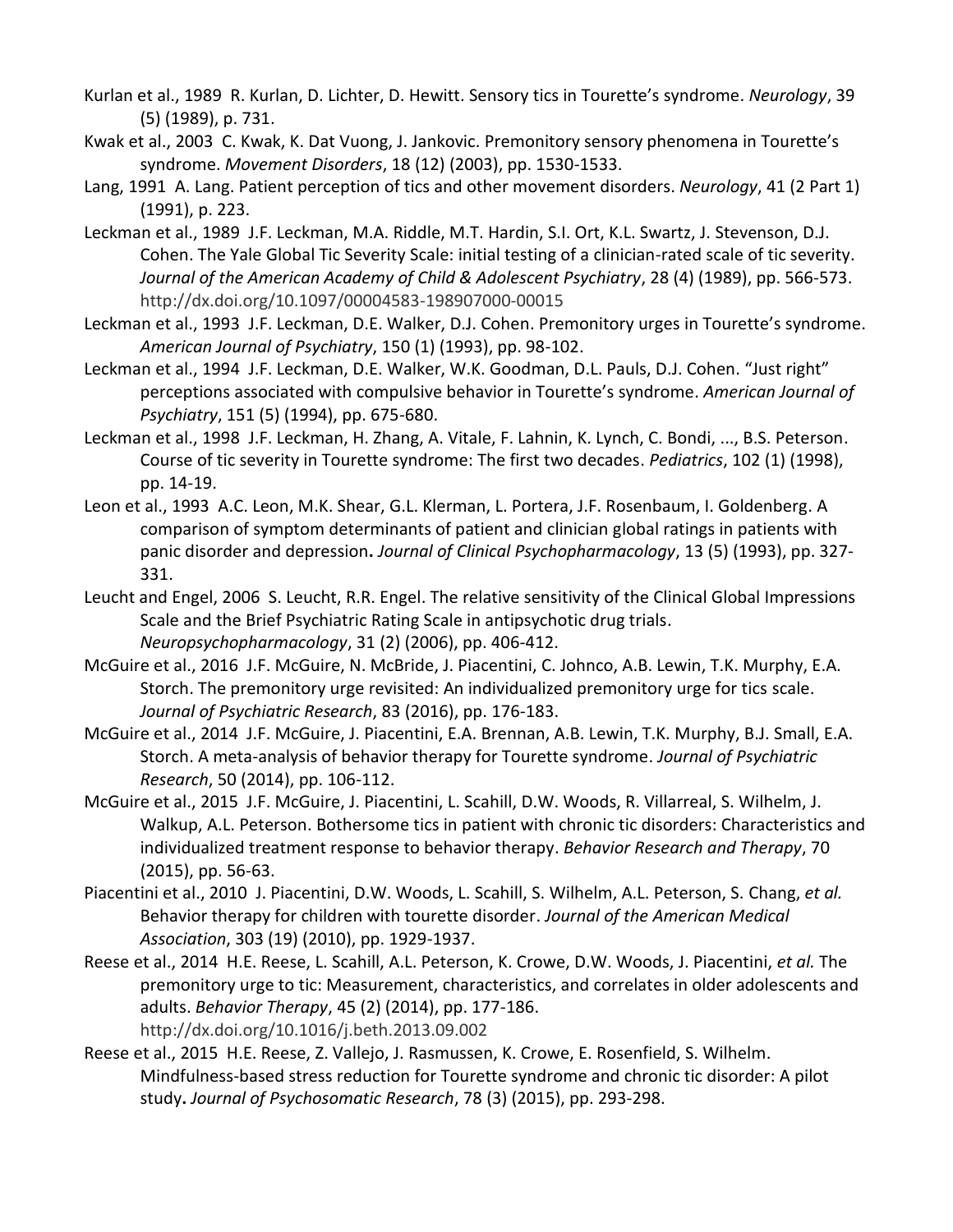Kurlan et al., 1989 R. Kurlan, D. Lichter, D. Hewitt. Sensory tics in Tourette's syndrome. *Neurology*, 39 (5) (1989), p. 731.

Kwak et al., 2003 C. Kwak, K. Dat Vuong, J. Jankovic. Premonitory sensory phenomena in Tourette's syndrome. *Movement Disorders*, 18 (12) (2003), pp. 1530-1533.

Lang, 1991 A. Lang. Patient perception of tics and other movement disorders. *Neurology*, 41 (2 Part 1) (1991), p. 223.

Leckman et al., 1989 J.F. Leckman, M.A. Riddle, M.T. Hardin, S.I. Ort, K.L. Swartz, J. Stevenson, D.J. Cohen. The Yale Global Tic Severity Scale: initial testing of a clinician-rated scale of tic severity. *Journal of the American Academy of Child & Adolescent Psychiatry*, 28 (4) (1989), pp. 566-573. http://dx.doi.org/10.1097/00004583-198907000-00015

Leckman et al., 1993 J.F. Leckman, D.E. Walker, D.J. Cohen. Premonitory urges in Tourette's syndrome. *American Journal of Psychiatry*, 150 (1) (1993), pp. 98-102.

Leckman et al., 1994 J.F. Leckman, D.E. Walker, W.K. Goodman, D.L. Pauls, D.J. Cohen. "Just right" perceptions associated with compulsive behavior in Tourette's syndrome. *American Journal of Psychiatry*, 151 (5) (1994), pp. 675-680.

Leckman et al., 1998 J.F. Leckman, H. Zhang, A. Vitale, F. Lahnin, K. Lynch, C. Bondi, ..., B.S. Peterson. Course of tic severity in Tourette syndrome: The first two decades. *Pediatrics*, 102 (1) (1998), pp. 14-19.

Leon et al., 1993 A.C. Leon, M.K. Shear, G.L. Klerman, L. Portera, J.F. Rosenbaum, I. Goldenberg. A comparison of symptom determinants of patient and clinician global ratings in patients with panic disorder and depression**.** *Journal of Clinical Psychopharmacology*, 13 (5) (1993), pp. 327-331.

Leucht and Engel, 2006 S. Leucht, R.R. Engel. The relative sensitivity of the Clinical Global Impressions Scale and the Brief Psychiatric Rating Scale in antipsychotic drug trials. *Neuropsychopharmacology*, 31 (2) (2006), pp. 406-412.

McGuire et al., 2016 J.F. McGuire, N. McBride, J. Piacentini, C. Johnco, A.B. Lewin, T.K. Murphy, E.A. Storch. The premonitory urge revisited: An individualized premonitory urge for tics scale. *Journal of Psychiatric Research*, 83 (2016), pp. 176-183.

McGuire et al., 2014 J.F. McGuire, J. Piacentini, E.A. Brennan, A.B. Lewin, T.K. Murphy, B.J. Small, E.A. Storch. A meta-analysis of behavior therapy for Tourette syndrome. *Journal of Psychiatric Research*, 50 (2014), pp. 106-112.

McGuire et al., 2015 J.F. McGuire, J. Piacentini, L. Scahill, D.W. Woods, R. Villarreal, S. Wilhelm, J. Walkup, A.L. Peterson. Bothersome tics in patient with chronic tic disorders: Characteristics and individualized treatment response to behavior therapy. *Behavior Research and Therapy*, 70 (2015), pp. 56-63.

Piacentini et al., 2010 J. Piacentini, D.W. Woods, L. Scahill, S. Wilhelm, A.L. Peterson, S. Chang, *et al.* Behavior therapy for children with tourette disorder. *Journal of the American Medical Association*, 303 (19) (2010), pp. 1929-1937.

Reese et al., 2014 H.E. Reese, L. Scahill, A.L. Peterson, K. Crowe, D.W. Woods, J. Piacentini, *et al.* The premonitory urge to tic: Measurement, characteristics, and correlates in older adolescents and adults. *Behavior Therapy*, 45 (2) (2014), pp. 177-186. http://dx.doi.org/10.1016/j.beth.2013.09.002

Reese et al., 2015 H.E. Reese, Z. Vallejo, J. Rasmussen, K. Crowe, E. Rosenfield, S. Wilhelm. Mindfulness-based stress reduction for Tourette syndrome and chronic tic disorder: A pilot study**.** *Journal of Psychosomatic Research*, 78 (3) (2015), pp. 293-298.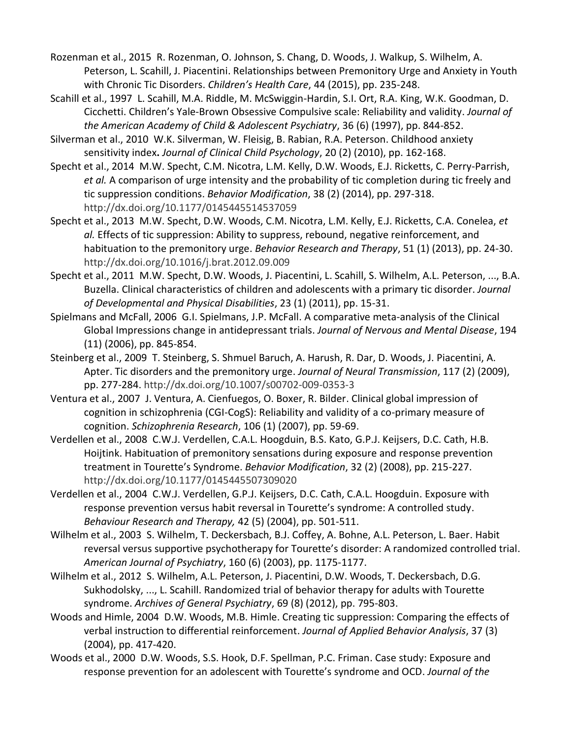Rozenman et al., 2015 R. Rozenman, O. Johnson, S. Chang, D. Woods, J. Walkup, S. Wilhelm, A. Peterson, L. Scahill, J. Piacentini. Relationships between Premonitory Urge and Anxiety in Youth with Chronic Tic Disorders. *Children's Health Care*, 44 (2015), pp. 235-248.

Scahill et al., 1997 L. Scahill, M.A. Riddle, M. McSwiggin-Hardin, S.I. Ort, R.A. King, W.K. Goodman, D. Cicchetti. Children's Yale-Brown Obsessive Compulsive scale: Reliability and validity. *Journal of the American Academy of Child & Adolescent Psychiatry*, 36 (6) (1997), pp. 844-852.

Silverman et al., 2010 W.K. Silverman, W. Fleisig, B. Rabian, R.A. Peterson. Childhood anxiety sensitivity index**.** *Journal of Clinical Child Psychology*, 20 (2) (2010), pp. 162-168.

Specht et al., 2014 M.W. Specht, C.M. Nicotra, L.M. Kelly, D.W. Woods, E.J. Ricketts, C. Perry-Parrish, *et al.* A comparison of urge intensity and the probability of tic completion during tic freely and tic suppression conditions. *Behavior Modification*, 38 (2) (2014), pp. 297-318. http://dx.doi.org/10.1177/0145445514537059

Specht et al., 2013 M.W. Specht, D.W. Woods, C.M. Nicotra, L.M. Kelly, E.J. Ricketts, C.A. Conelea, *et al.* Effects of tic suppression: Ability to suppress, rebound, negative reinforcement, and habituation to the premonitory urge. *Behavior Research and Therapy*, 51 (1) (2013), pp. 24-30. http://dx.doi.org/10.1016/j.brat.2012.09.009

Specht et al., 2011 M.W. Specht, D.W. Woods, J. Piacentini, L. Scahill, S. Wilhelm, A.L. Peterson, ..., B.A. Buzella. Clinical characteristics of children and adolescents with a primary tic disorder. *Journal of Developmental and Physical Disabilities*, 23 (1) (2011), pp. 15-31.

Spielmans and McFall, 2006 G.I. Spielmans, J.P. McFall. A comparative meta-analysis of the Clinical Global Impressions change in antidepressant trials. *Journal of Nervous and Mental Disease*, 194 (11) (2006), pp. 845-854.

Steinberg et al., 2009 T. Steinberg, S. Shmuel Baruch, A. Harush, R. Dar, D. Woods, J. Piacentini, A. Apter. Tic disorders and the premonitory urge. *Journal of Neural Transmission*, 117 (2) (2009), pp. 277-284. http://dx.doi.org/10.1007/s00702-009-0353-3

Ventura et al., 2007 J. Ventura, A. Cienfuegos, O. Boxer, R. Bilder. Clinical global impression of cognition in schizophrenia (CGI-CogS): Reliability and validity of a co-primary measure of cognition. *Schizophrenia Research*, 106 (1) (2007), pp. 59-69.

Verdellen et al., 2008 C.W.J. Verdellen, C.A.L. Hoogduin, B.S. Kato, G.P.J. Keijsers, D.C. Cath, H.B. Hoijtink. Habituation of premonitory sensations during exposure and response prevention treatment in Tourette's Syndrome. *Behavior Modification*, 32 (2) (2008), pp. 215-227. http://dx.doi.org/10.1177/0145445507309020

Verdellen et al., 2004 C.W.J. Verdellen, G.P.J. Keijsers, D.C. Cath, C.A.L. Hoogduin. Exposure with response prevention versus habit reversal in Tourette's syndrome: A controlled study. *Behaviour Research and Therapy,* 42 (5) (2004), pp. 501-511.

Wilhelm et al., 2003 S. Wilhelm, T. Deckersbach, B.J. Coffey, A. Bohne, A.L. Peterson, L. Baer. Habit reversal versus supportive psychotherapy for Tourette's disorder: A randomized controlled trial. *American Journal of Psychiatry*, 160 (6) (2003), pp. 1175-1177.

Wilhelm et al., 2012 S. Wilhelm, A.L. Peterson, J. Piacentini, D.W. Woods, T. Deckersbach, D.G. Sukhodolsky, ..., L. Scahill. Randomized trial of behavior therapy for adults with Tourette syndrome. *Archives of General Psychiatry*, 69 (8) (2012), pp. 795-803.

Woods and Himle, 2004 D.W. Woods, M.B. Himle. Creating tic suppression: Comparing the effects of verbal instruction to differential reinforcement. *Journal of Applied Behavior Analysis*, 37 (3) (2004), pp. 417-420.

Woods et al., 2000 D.W. Woods, S.S. Hook, D.F. Spellman, P.C. Friman. Case study: Exposure and response prevention for an adolescent with Tourette's syndrome and OCD. *Journal of the*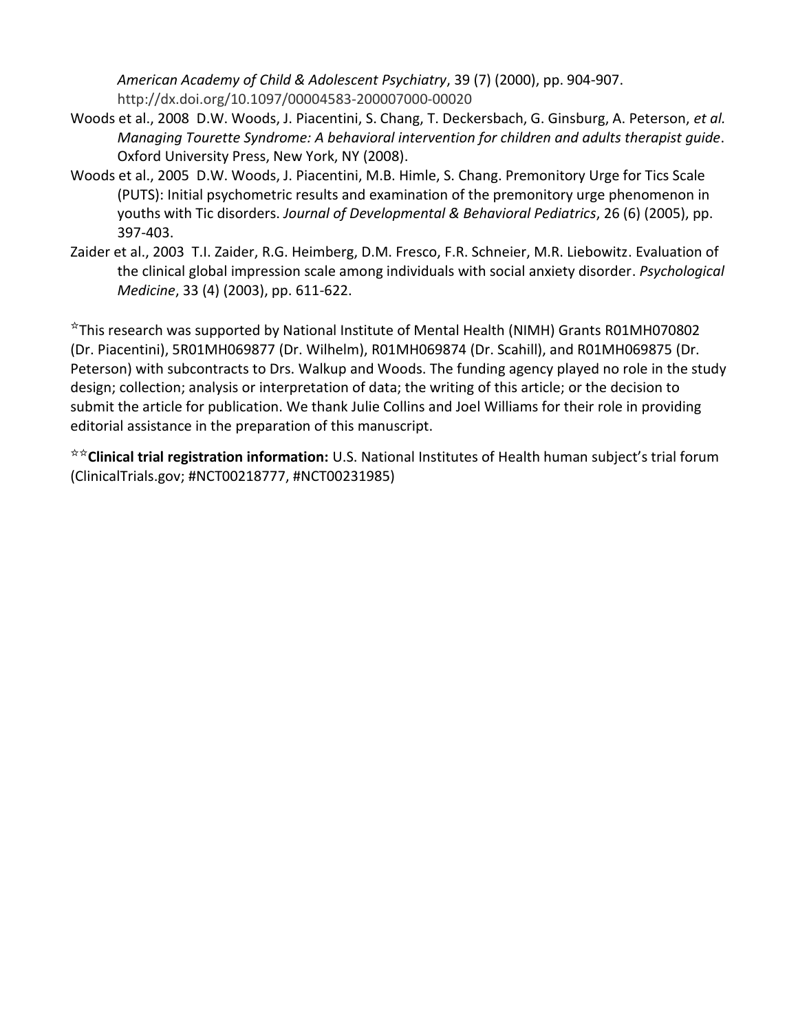*American Academy of Child & Adolescent Psychiatry*, 39 (7) (2000), pp. 904-907. http://dx.doi.org/10.1097/00004583-200007000-00020

Woods et al., 2008 D.W. Woods, J. Piacentini, S. Chang, T. Deckersbach, G. Ginsburg, A. Peterson, *et al. Managing Tourette Syndrome: A behavioral intervention for children and adults therapist guide*. Oxford University Press, New York, NY (2008).

Woods et al., 2005 D.W. Woods, J. Piacentini, M.B. Himle, S. Chang. Premonitory Urge for Tics Scale (PUTS): Initial psychometric results and examination of the premonitory urge phenomenon in youths with Tic disorders. *Journal of Developmental & Behavioral Pediatrics*, 26 (6) (2005), pp. 397-403.

Zaider et al., 2003 T.I. Zaider, R.G. Heimberg, D.M. Fresco, F.R. Schneier, M.R. Liebowitz. Evaluation of the clinical global impression scale among individuals with social anxiety disorder. *Psychological Medicine*, 33 (4) (2003), pp. 611-622.

☆This research was supported by National Institute of Mental Health (NIMH) Grants R01MH070802 (Dr. Piacentini), 5R01MH069877 (Dr. Wilhelm), R01MH069874 (Dr. Scahill), and R01MH069875 (Dr. Peterson) with subcontracts to Drs. Walkup and Woods. The funding agency played no role in the study design; collection; analysis or interpretation of data; the writing of this article; or the decision to submit the article for publication. We thank Julie Collins and Joel Williams for their role in providing editorial assistance in the preparation of this manuscript.

☆☆**Clinical trial registration information:** U.S. National Institutes of Health human subject's trial forum (ClinicalTrials.gov; #NCT00218777, #NCT00231985)